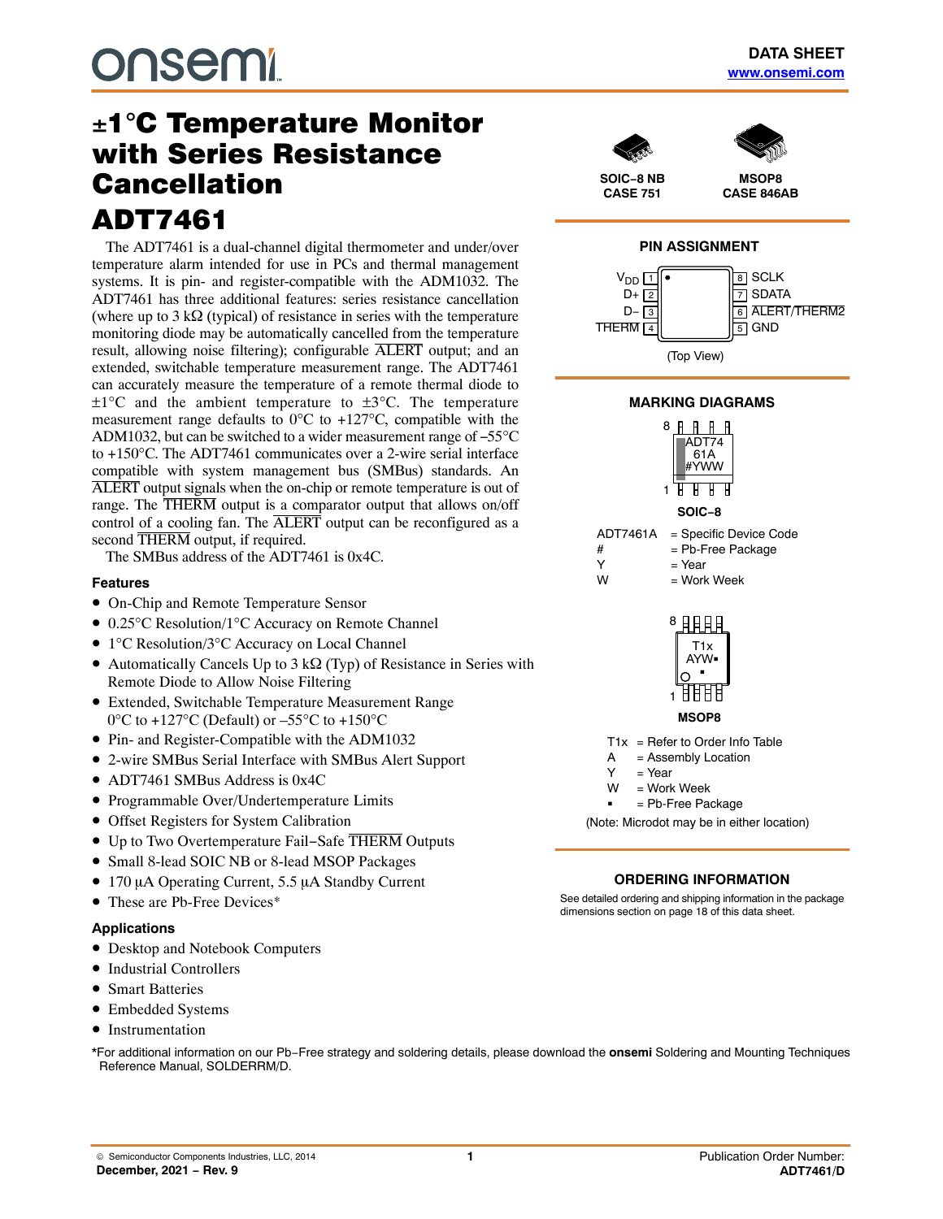onsemi

DATA SHEET
www.onsemi.com

# ±1°C Temperature Monitor with Series Resistance Cancellation

# ADT7461

The ADT7461 is a dual-channel digital thermometer and under/over temperature alarm intended for use in PCs and thermal management systems. It is pin- and register-compatible with the ADM1032. The ADT7461 has three additional features: series resistance cancellation (where up to 3 kΩ (typical) of resistance in series with the temperature monitoring diode may be automatically cancelled from the temperature result, allowing noise filtering); configurable $\overline{\text{ALERT}}$ output; and an extended, switchable temperature measurement range. The ADT7461 can accurately measure the temperature of a remote thermal diode to ±1°C and the ambient temperature to ±3°C. The temperature measurement range defaults to 0°C to +127°C, compatible with the ADM1032, but can be switched to a wider measurement range of −55°C to +150°C. The ADT7461 communicates over a 2-wire serial interface compatible with system management bus (SMBus) standards. An $\overline{\text{ALERT}}$ output signals when the on-chip or remote temperature is out of range. The $\overline{\text{THERM}}$ output is a comparator output that allows on/off control of a cooling fan. The $\overline{\text{ALERT}}$ output can be reconfigured as a second $\overline{\text{THERM}}$ output, if required.

The SMBus address of the ADT7461 is 0x4C.

### Features

- On-Chip and Remote Temperature Sensor
- 0.25°C Resolution/1°C Accuracy on Remote Channel
- 1°C Resolution/3°C Accuracy on Local Channel
- Automatically Cancels Up to 3 kΩ (Typ) of Resistance in Series with Remote Diode to Allow Noise Filtering
- Extended, Switchable Temperature Measurement Range 0°C to +127°C (Default) or –55°C to +150°C
- Pin- and Register-Compatible with the ADM1032
- 2-wire SMBus Serial Interface with SMBus Alert Support
- ADT7461 SMBus Address is 0x4C
- Programmable Over/Undertemperature Limits
- Offset Registers for System Calibration
- Up to Two Overtemperature Fail−Safe $\overline{\text{THERM}}$ Outputs
- Small 8-lead SOIC NB or 8-lead MSOP Packages
- 170 µA Operating Current, 5.5 µA Standby Current
- These are Pb-Free Devices*

### Applications

- Desktop and Notebook Computers
- Industrial Controllers
- Smart Batteries
- Embedded Systems
- Instrumentation

SOIC−8 NB
CASE 751

MSOP8
CASE 846AB

### PIN ASSIGNMENT

| Pin | Name | Pin | Name |
|---|---|---|---|
| 1 | $V_{DD}$ | 8 | SCLK |
| 2 | D+ | 7 | SDATA |
| 3 | D− | 6 | $\overline{\text{ALERT}}$/$\overline{\text{THERM2}}$ |
| 4 | $\overline{\text{THERM}}$ | 5 | GND |

(Top View)

### MARKING DIAGRAMS

ADT74
61A
#YWW

SOIC−8

ADT7461A = Specific Device Code
\# = Pb-Free Package
Y = Year
W = Work Week

T1x
AYW▪
▪

MSOP8

T1x = Refer to Order Info Table
A = Assembly Location
Y = Year
W = Work Week
▪ = Pb-Free Package

(Note: Microdot may be in either location)

### ORDERING INFORMATION

See detailed ordering and shipping information in the package dimensions section on page 18 of this data sheet.

*For additional information on our Pb−Free strategy and soldering details, please download the **onsemi** Soldering and Mounting Techniques Reference Manual, SOLDERRM/D.

© Semiconductor Components Industries, LLC, 2014
**December, 2021 − Rev. 9**

Publication Order Number:
**ADT7461/D**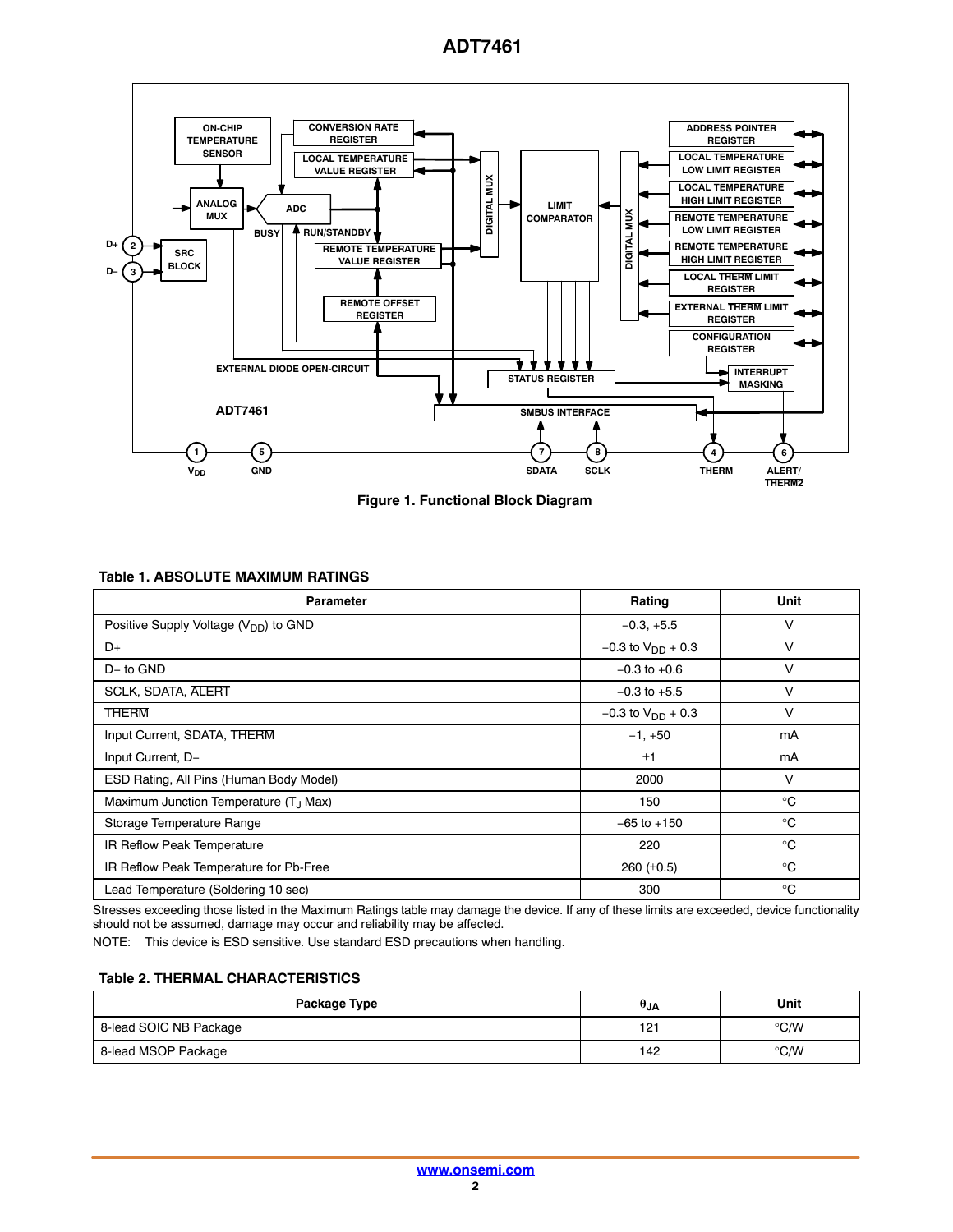Figure 1. Functional Block Diagram

**Table 1. ABSOLUTE MAXIMUM RATINGS**

| Parameter | Rating | Unit |
|---|---|---|
| Positive Supply Voltage ($V_{DD}$) to GND | −0.3, +5.5 | V |
| D+ | −0.3 to $V_{DD}$ + 0.3 | V |
| D− to GND | −0.3 to +0.6 | V |
| SCLK, SDATA, $\overline{\text{ALERT}}$ | −0.3 to +5.5 | V |
| $\overline{\text{THERM}}$ | −0.3 to $V_{DD}$ + 0.3 | V |
| Input Current, SDATA, $\overline{\text{THERM}}$ | −1, +50 | mA |
| Input Current, D− | ±1 | mA |
| ESD Rating, All Pins (Human Body Model) | 2000 | V |
| Maximum Junction Temperature ($T_J$ Max) | 150 | °C |
| Storage Temperature Range | −65 to +150 | °C |
| IR Reflow Peak Temperature | 220 | °C |
| IR Reflow Peak Temperature for Pb-Free | 260 (±0.5) | °C |
| Lead Temperature (Soldering 10 sec) | 300 | °C |

Stresses exceeding those listed in the Maximum Ratings table may damage the device. If any of these limits are exceeded, device functionality should not be assumed, damage may occur and reliability may be affected.

NOTE: This device is ESD sensitive. Use standard ESD precautions when handling.

**Table 2. THERMAL CHARACTERISTICS**

| Package Type | $\theta_{JA}$ | Unit |
|---|---|---|
| 8-lead SOIC NB Package | 121 | °C/W |
| 8-lead MSOP Package | 142 | °C/W |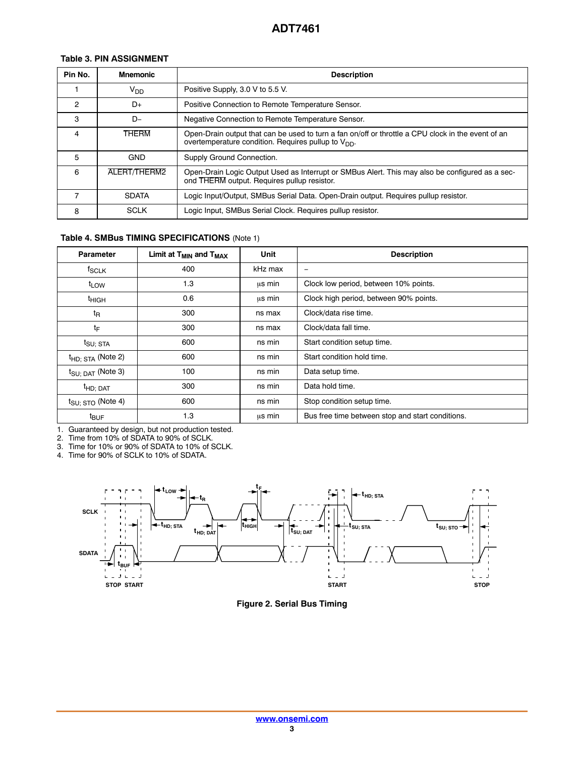**Table 3. PIN ASSIGNMENT**

| Pin No. | Mnemonic | Description |
|---|---|---|
| 1 | $V_{DD}$ | Positive Supply, 3.0 V to 5.5 V. |
| 2 | D+ | Positive Connection to Remote Temperature Sensor. |
| 3 | D− | Negative Connection to Remote Temperature Sensor. |
| 4 | $\overline{\text{THERM}}$ | Open-Drain output that can be used to turn a fan on/off or throttle a CPU clock in the event of an overtemperature condition. Requires pullup to $V_{DD}$. |
| 5 | GND | Supply Ground Connection. |
| 6 | $\overline{\text{ALERT}}/\overline{\text{THERM2}}$ | Open-Drain Logic Output Used as Interrupt or SMBus Alert. This may also be configured as a second $\overline{\text{THERM}}$ output. Requires pullup resistor. |
| 7 | SDATA | Logic Input/Output, SMBus Serial Data. Open-Drain output. Requires pullup resistor. |
| 8 | SCLK | Logic Input, SMBus Serial Clock. Requires pullup resistor. |

**Table 4. SMBus TIMING SPECIFICATIONS** (Note 1)

| Parameter | Limit at $T_{MIN}$ and $T_{MAX}$ | Unit | Description |
|---|---|---|---|
| $f_{SCLK}$ | 400 | kHz max | – |
| $t_{LOW}$ | 1.3 | μs min | Clock low period, between 10% points. |
| $t_{HIGH}$ | 0.6 | μs min | Clock high period, between 90% points. |
| $t_R$ | 300 | ns max | Clock/data rise time. |
| $t_F$ | 300 | ns max | Clock/data fall time. |
| $t_{SU; STA}$ | 600 | ns min | Start condition setup time. |
| $t_{HD; STA}$ (Note 2) | 600 | ns min | Start condition hold time. |
| $t_{SU; DAT}$ (Note 3) | 100 | ns min | Data setup time. |
| $t_{HD; DAT}$ | 300 | ns min | Data hold time. |
| $t_{SU; STO}$ (Note 4) | 600 | ns min | Stop condition setup time. |
| $t_{BUF}$ | 1.3 | μs min | Bus free time between stop and start conditions. |

1. Guaranteed by design, but not production tested.
2. Time from 10% of SDATA to 90% of SCLK.
3. Time for 10% or 90% of SDATA to 10% of SCLK.
4. Time for 90% of SCLK to 10% of SDATA.

**Figure 2. Serial Bus Timing**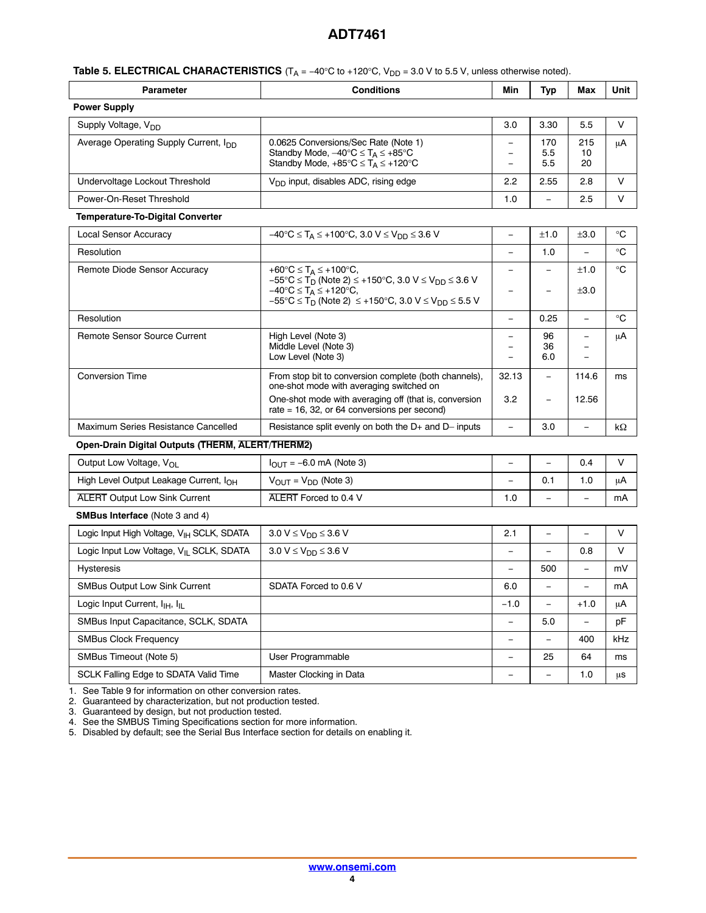**Table 5. ELECTRICAL CHARACTERISTICS** ($T_A$ = −40°C to +120°C, $V_{DD}$ = 3.0 V to 5.5 V, unless otherwise noted).

| Parameter | Conditions | Min | Typ | Max | Unit |
|---|---|---|---|---|---|
| **Power Supply** | | | | | |
| Supply Voltage, $V_{DD}$ | | 3.0 | 3.30 | 5.5 | V |
| Average Operating Supply Current, $I_{DD}$ | 0.0625 Conversions/Sec Rate (Note 1)<br>Standby Mode, −40°C ≤ $T_A$ ≤ +85°C<br>Standby Mode, +85°C ≤ $T_A$ ≤ +120°C | –<br>–<br>– | 170<br>5.5<br>5.5 | 215<br>10<br>20 | μA |
| Undervoltage Lockout Threshold | $V_{DD}$ input, disables ADC, rising edge | 2.2 | 2.55 | 2.8 | V |
| Power-On-Reset Threshold | | 1.0 | – | 2.5 | V |
| **Temperature-To-Digital Converter** | | | | | |
| Local Sensor Accuracy | −40°C ≤ $T_A$ ≤ +100°C, 3.0 V ≤ $V_{DD}$ ≤ 3.6 V | – | ±1.0 | ±3.0 | °C |
| Resolution | | – | 1.0 | – | °C |
| Remote Diode Sensor Accuracy | +60°C ≤ $T_A$ ≤ +100°C,<br>−55°C ≤ $T_D$ (Note 2) ≤ +150°C, 3.0 V ≤ $V_{DD}$ ≤ 3.6 V<br>−40°C ≤ $T_A$ ≤ +120°C,<br>−55°C ≤ $T_D$ (Note 2) ≤ +150°C, 3.0 V ≤ $V_{DD}$ ≤ 5.5 V | –<br><br>– | –<br><br>– | ±1.0<br><br>±3.0 | °C |
| Resolution | | – | 0.25 | – | °C |
| Remote Sensor Source Current | High Level (Note 3)<br>Middle Level (Note 3)<br>Low Level (Note 3) | –<br>–<br>– | 96<br>36<br>6.0 | –<br>–<br>– | μA |
| Conversion Time | From stop bit to conversion complete (both channels), one-shot mode with averaging switched on<br>One-shot mode with averaging off (that is, conversion rate = 16, 32, or 64 conversions per second) | 32.13<br><br>3.2 | –<br><br>– | 114.6<br><br>12.56 | ms |
| Maximum Series Resistance Cancelled | Resistance split evenly on both the D+ and D− inputs | – | 3.0 | – | kΩ |
| **Open-Drain Digital Outputs (THERM, ALERT/THERM2)** | | | | | |
| Output Low Voltage, $V_{OL}$ | $I_{OUT}$ = −6.0 mA (Note 3) | – | – | 0.4 | V |
| High Level Output Leakage Current, $I_{OH}$ | $V_{OUT}$ = $V_{DD}$ (Note 3) | – | 0.1 | 1.0 | μA |
| ALERT Output Low Sink Current | ALERT Forced to 0.4 V | 1.0 | – | – | mA |
| **SMBus Interface** (Note 3 and 4) | | | | | |
| Logic Input High Voltage, $V_{IH}$ SCLK, SDATA | 3.0 V ≤ $V_{DD}$ ≤ 3.6 V | 2.1 | – | – | V |
| Logic Input Low Voltage, $V_{IL}$ SCLK, SDATA | 3.0 V ≤ $V_{DD}$ ≤ 3.6 V | – | – | 0.8 | V |
| Hysteresis | | – | 500 | – | mV |
| SMBus Output Low Sink Current | SDATA Forced to 0.6 V | 6.0 | – | – | mA |
| Logic Input Current, $I_{IH}$, $I_{IL}$ | | −1.0 | – | +1.0 | μA |
| SMBus Input Capacitance, SCLK, SDATA | | – | 5.0 | – | pF |
| SMBus Clock Frequency | | – | – | 400 | kHz |
| SMBus Timeout (Note 5) | User Programmable | – | 25 | 64 | ms |
| SCLK Falling Edge to SDATA Valid Time | Master Clocking in Data | – | – | 1.0 | μs |

1. See Table 9 for information on other conversion rates.
2. Guaranteed by characterization, but not production tested.
3. Guaranteed by design, but not production tested.
4. See the SMBUS Timing Specifications section for more information.
5. Disabled by default; see the Serial Bus Interface section for details on enabling it.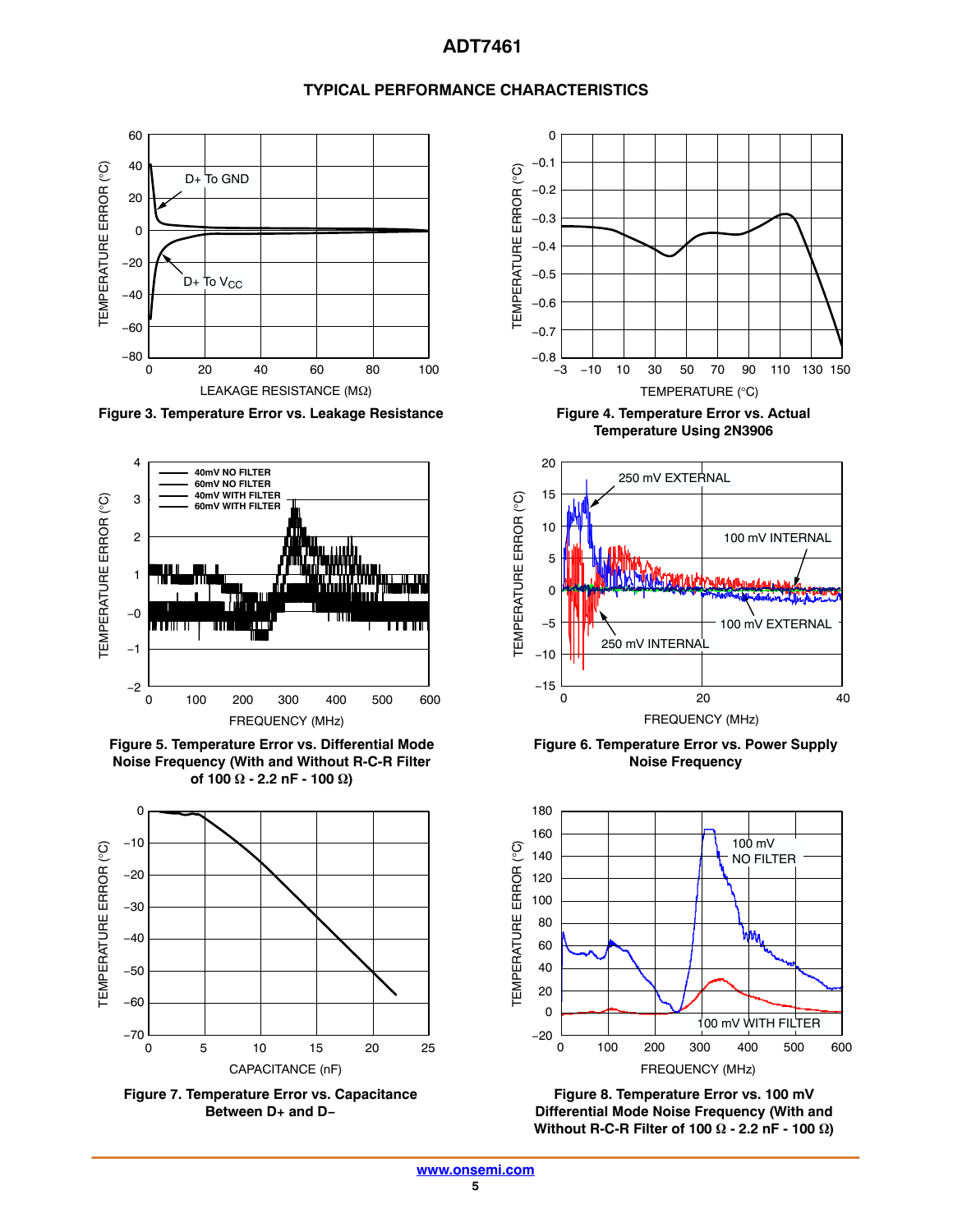## TYPICAL PERFORMANCE CHARACTERISTICS

Figure 3. Temperature Error vs. Leakage Resistance

Figure 4. Temperature Error vs. Actual Temperature Using 2N3906

Figure 5. Temperature Error vs. Differential Mode Noise Frequency (With and Without R-C-R Filter of 100 Ω - 2.2 nF - 100 Ω)

Figure 6. Temperature Error vs. Power Supply Noise Frequency

Figure 7. Temperature Error vs. Capacitance Between D+ and D−

Figure 8. Temperature Error vs. 100 mV Differential Mode Noise Frequency (With and Without R-C-R Filter of 100 Ω - 2.2 nF - 100 Ω)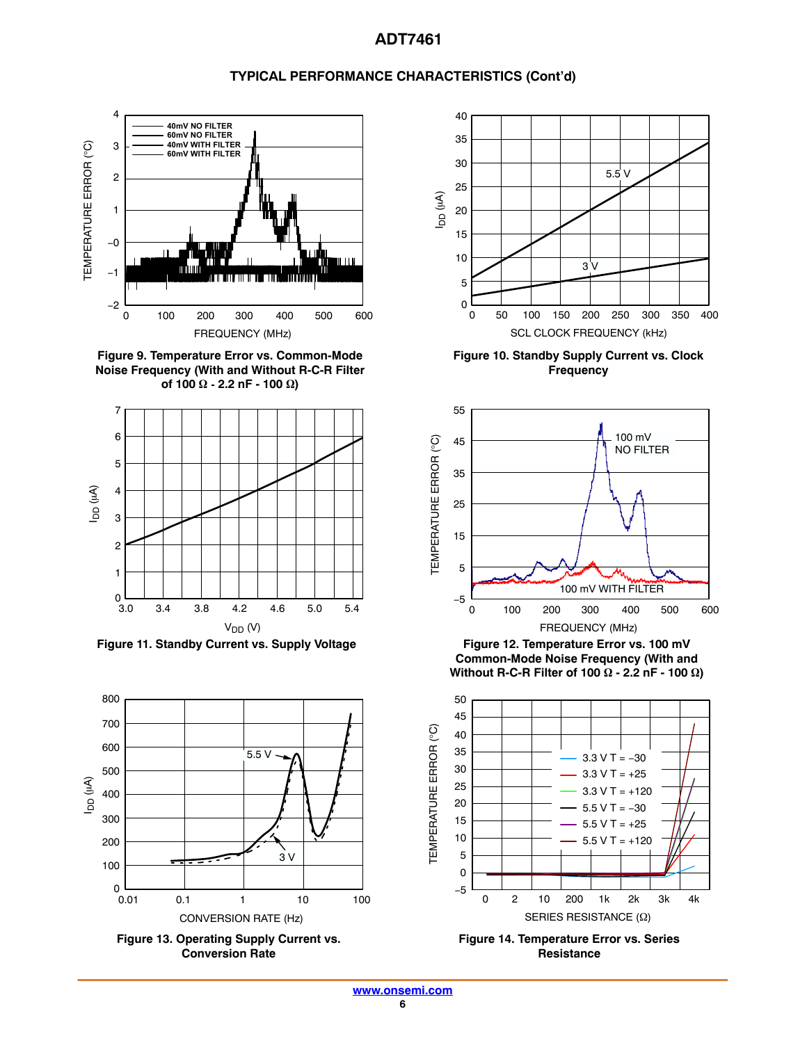## TYPICAL PERFORMANCE CHARACTERISTICS (Cont'd)

**Figure 9. Temperature Error vs. Common-Mode Noise Frequency (With and Without R-C-R Filter of 100 Ω - 2.2 nF - 100 Ω)**

**Figure 10. Standby Supply Current vs. Clock Frequency**

**Figure 11. Standby Current vs. Supply Voltage**

**Figure 12. Temperature Error vs. 100 mV Common-Mode Noise Frequency (With and Without R-C-R Filter of 100 Ω - 2.2 nF - 100 Ω)**

**Figure 13. Operating Supply Current vs. Conversion Rate**

**Figure 14. Temperature Error vs. Series Resistance**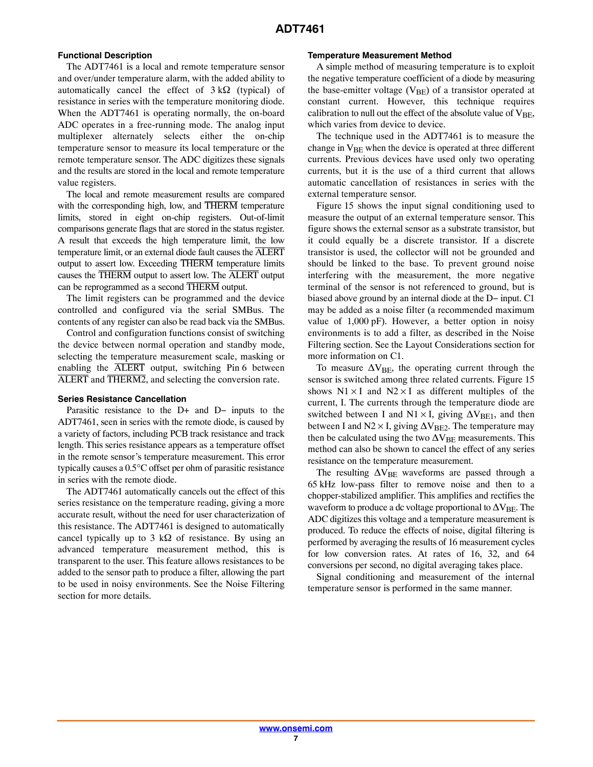### Functional Description

The ADT7461 is a local and remote temperature sensor and over/under temperature alarm, with the added ability to automatically cancel the effect of 3 kΩ (typical) of resistance in series with the temperature monitoring diode. When the ADT7461 is operating normally, the on-board ADC operates in a free-running mode. The analog input multiplexer alternately selects either the on-chip temperature sensor to measure its local temperature or the remote temperature sensor. The ADC digitizes these signals and the results are stored in the local and remote temperature value registers.

The local and remote measurement results are compared with the corresponding high, low, and $\overline{\text{THERM}}$ temperature limits, stored in eight on-chip registers. Out-of-limit comparisons generate flags that are stored in the status register. A result that exceeds the high temperature limit, the low temperature limit, or an external diode fault causes the $\overline{\text{ALERT}}$ output to assert low. Exceeding $\overline{\text{THERM}}$ temperature limits causes the $\overline{\text{THERM}}$ output to assert low. The $\overline{\text{ALERT}}$ output can be reprogrammed as a second $\overline{\text{THERM}}$ output.

The limit registers can be programmed and the device controlled and configured via the serial SMBus. The contents of any register can also be read back via the SMBus.

Control and configuration functions consist of switching the device between normal operation and standby mode, selecting the temperature measurement scale, masking or enabling the $\overline{\text{ALERT}}$ output, switching Pin 6 between $\overline{\text{ALERT}}$ and $\overline{\text{THERM2}}$, and selecting the conversion rate.

### Series Resistance Cancellation

Parasitic resistance to the D+ and D− inputs to the ADT7461, seen in series with the remote diode, is caused by a variety of factors, including PCB track resistance and track length. This series resistance appears as a temperature offset in the remote sensor's temperature measurement. This error typically causes a 0.5°C offset per ohm of parasitic resistance in series with the remote diode.

The ADT7461 automatically cancels out the effect of this series resistance on the temperature reading, giving a more accurate result, without the need for user characterization of this resistance. The ADT7461 is designed to automatically cancel typically up to 3 kΩ of resistance. By using an advanced temperature measurement method, this is transparent to the user. This feature allows resistances to be added to the sensor path to produce a filter, allowing the part to be used in noisy environments. See the Noise Filtering section for more details.

### Temperature Measurement Method

A simple method of measuring temperature is to exploit the negative temperature coefficient of a diode by measuring the base-emitter voltage ($V_{BE}$) of a transistor operated at constant current. However, this technique requires calibration to null out the effect of the absolute value of $V_{BE}$, which varies from device to device.

The technique used in the ADT7461 is to measure the change in $V_{BE}$ when the device is operated at three different currents. Previous devices have used only two operating currents, but it is the use of a third current that allows automatic cancellation of resistances in series with the external temperature sensor.

Figure 15 shows the input signal conditioning used to measure the output of an external temperature sensor. This figure shows the external sensor as a substrate transistor, but it could equally be a discrete transistor. If a discrete transistor is used, the collector will not be grounded and should be linked to the base. To prevent ground noise interfering with the measurement, the more negative terminal of the sensor is not referenced to ground, but is biased above ground by an internal diode at the D− input. C1 may be added as a noise filter (a recommended maximum value of 1,000 pF). However, a better option in noisy environments is to add a filter, as described in the Noise Filtering section. See the Layout Considerations section for more information on C1.

To measure $\Delta V_{BE}$, the operating current through the sensor is switched among three related currents. Figure 15 shows $N1 \times I$ and $N2 \times I$ as different multiples of the current, I. The currents through the temperature diode are switched between I and $N1 \times I$, giving $\Delta V_{BE1}$, and then between I and $N2 \times I$, giving $\Delta V_{BE2}$. The temperature may then be calculated using the two $\Delta V_{BE}$ measurements. This method can also be shown to cancel the effect of any series resistance on the temperature measurement.

The resulting $\Delta V_{BE}$ waveforms are passed through a 65 kHz low-pass filter to remove noise and then to a chopper-stabilized amplifier. This amplifies and rectifies the waveform to produce a dc voltage proportional to $\Delta V_{BE}$. The ADC digitizes this voltage and a temperature measurement is produced. To reduce the effects of noise, digital filtering is performed by averaging the results of 16 measurement cycles for low conversion rates. At rates of 16, 32, and 64 conversions per second, no digital averaging takes place.

Signal conditioning and measurement of the internal temperature sensor is performed in the same manner.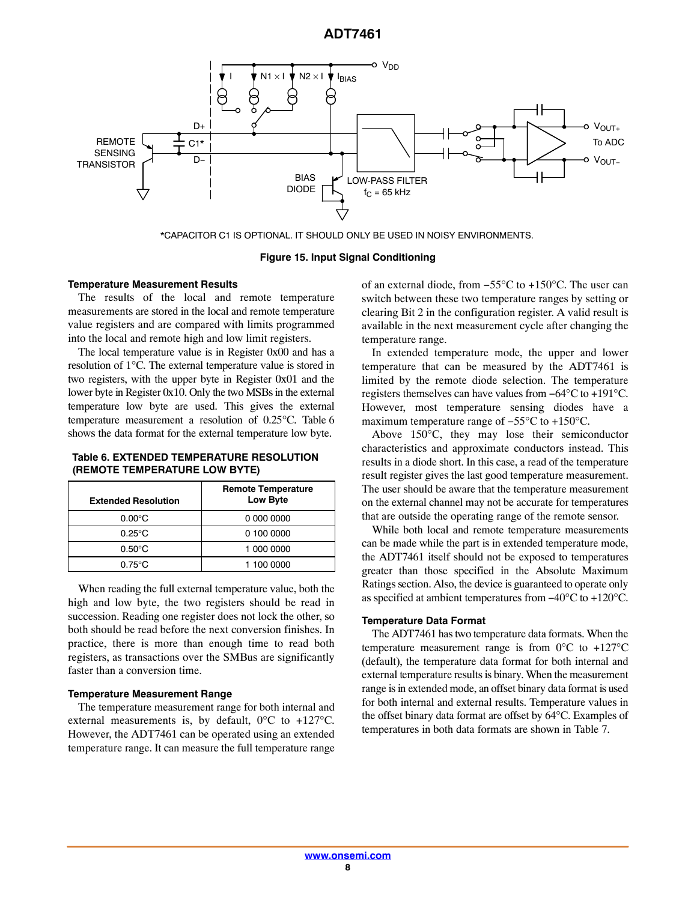*CAPACITOR C1 IS OPTIONAL. IT SHOULD ONLY BE USED IN NOISY ENVIRONMENTS.

**Figure 15. Input Signal Conditioning**

### Temperature Measurement Results

The results of the local and remote temperature measurements are stored in the local and remote temperature value registers and are compared with limits programmed into the local and remote high and low limit registers.

The local temperature value is in Register 0x00 and has a resolution of 1°C. The external temperature value is stored in two registers, with the upper byte in Register 0x01 and the lower byte in Register 0x10. Only the two MSBs in the external temperature low byte are used. This gives the external temperature measurement a resolution of 0.25°C. Table 6 shows the data format for the external temperature low byte.

**Table 6. EXTENDED TEMPERATURE RESOLUTION (REMOTE TEMPERATURE LOW BYTE)**

| Extended Resolution | Remote Temperature Low Byte |
|---|---|
| 0.00°C | 0 000 0000 |
| 0.25°C | 0 100 0000 |
| 0.50°C | 1 000 0000 |
| 0.75°C | 1 100 0000 |

When reading the full external temperature value, both the high and low byte, the two registers should be read in succession. Reading one register does not lock the other, so both should be read before the next conversion finishes. In practice, there is more than enough time to read both registers, as transactions over the SMBus are significantly faster than a conversion time.

### Temperature Measurement Range

The temperature measurement range for both internal and external measurements is, by default, 0°C to +127°C. However, the ADT7461 can be operated using an extended temperature range. It can measure the full temperature range of an external diode, from −55°C to +150°C. The user can switch between these two temperature ranges by setting or clearing Bit 2 in the configuration register. A valid result is available in the next measurement cycle after changing the temperature range.

In extended temperature mode, the upper and lower temperature that can be measured by the ADT7461 is limited by the remote diode selection. The temperature registers themselves can have values from −64°C to +191°C. However, most temperature sensing diodes have a maximum temperature range of −55°C to +150°C.

Above 150°C, they may lose their semiconductor characteristics and approximate conductors instead. This results in a diode short. In this case, a read of the temperature result register gives the last good temperature measurement. The user should be aware that the temperature measurement on the external channel may not be accurate for temperatures that are outside the operating range of the remote sensor.

While both local and remote temperature measurements can be made while the part is in extended temperature mode, the ADT7461 itself should not be exposed to temperatures greater than those specified in the Absolute Maximum Ratings section. Also, the device is guaranteed to operate only as specified at ambient temperatures from −40°C to +120°C.

### Temperature Data Format

The ADT7461 has two temperature data formats. When the temperature measurement range is from 0°C to +127°C (default), the temperature data format for both internal and external temperature results is binary. When the measurement range is in extended mode, an offset binary data format is used for both internal and external results. Temperature values in the offset binary data format are offset by 64°C. Examples of temperatures in both data formats are shown in Table 7.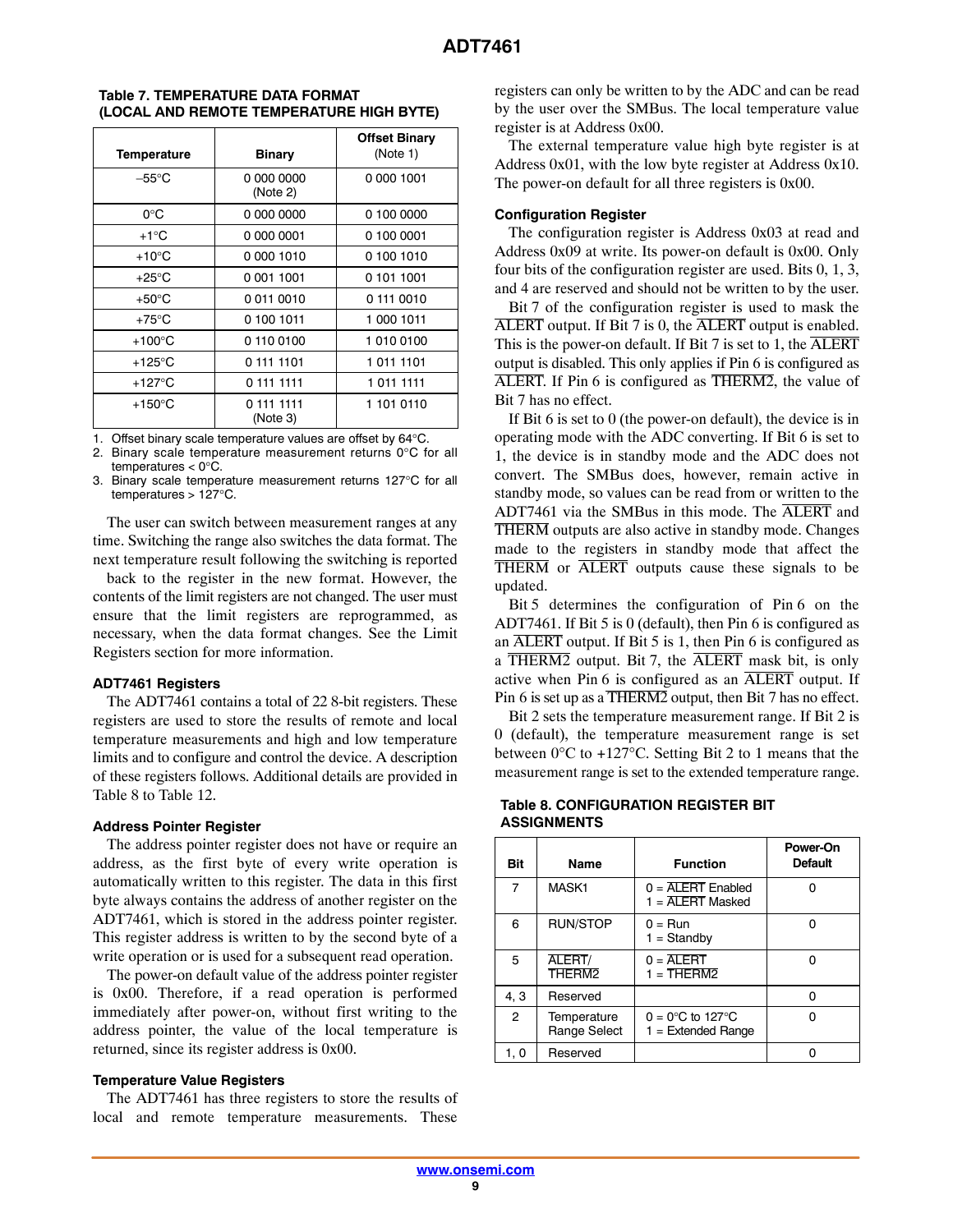**Table 7. TEMPERATURE DATA FORMAT (LOCAL AND REMOTE TEMPERATURE HIGH BYTE)**

| Temperature | Binary | Offset Binary (Note 1) |
|---|---|---|
| −55°C | 0 000 0000 (Note 2) | 0 000 1001 |
| 0°C | 0 000 0000 | 0 100 0000 |
| +1°C | 0 000 0001 | 0 100 0001 |
| +10°C | 0 000 1010 | 0 100 1010 |
| +25°C | 0 001 1001 | 0 101 1001 |
| +50°C | 0 011 0010 | 0 111 0010 |
| +75°C | 0 100 1011 | 1 000 1011 |
| +100°C | 0 110 0100 | 1 010 0100 |
| +125°C | 0 111 1101 | 1 011 1101 |
| +127°C | 0 111 1111 | 1 011 1111 |
| +150°C | 0 111 1111 (Note 3) | 1 101 0110 |

1. Offset binary scale temperature values are offset by 64°C.
2. Binary scale temperature measurement returns 0°C for all temperatures < 0°C.
3. Binary scale temperature measurement returns 127°C for all temperatures > 127°C.

The user can switch between measurement ranges at any time. Switching the range also switches the data format. The next temperature result following the switching is reported back to the register in the new format. However, the contents of the limit registers are not changed. The user must ensure that the limit registers are reprogrammed, as necessary, when the data format changes. See the Limit Registers section for more information.

### ADT7461 Registers

The ADT7461 contains a total of 22 8-bit registers. These registers are used to store the results of remote and local temperature measurements and high and low temperature limits and to configure and control the device. A description of these registers follows. Additional details are provided in Table 8 to Table 12.

### Address Pointer Register

The address pointer register does not have or require an address, as the first byte of every write operation is automatically written to this register. The data in this first byte always contains the address of another register on the ADT7461, which is stored in the address pointer register. This register address is written to by the second byte of a write operation or is used for a subsequent read operation.

The power-on default value of the address pointer register is 0x00. Therefore, if a read operation is performed immediately after power-on, without first writing to the address pointer, the value of the local temperature is returned, since its register address is 0x00.

### Temperature Value Registers

The ADT7461 has three registers to store the results of local and remote temperature measurements. These registers can only be written to by the ADC and can be read by the user over the SMBus. The local temperature value register is at Address 0x00.

The external temperature value high byte register is at Address 0x01, with the low byte register at Address 0x10. The power-on default for all three registers is 0x00.

### Configuration Register

The configuration register is Address 0x03 at read and Address 0x09 at write. Its power-on default is 0x00. Only four bits of the configuration register are used. Bits 0, 1, 3, and 4 are reserved and should not be written to by the user.

Bit 7 of the configuration register is used to mask the ALERT output. If Bit 7 is 0, the ALERT output is enabled. This is the power-on default. If Bit 7 is set to 1, the ALERT output is disabled. This only applies if Pin 6 is configured as ALERT. If Pin 6 is configured as THERM2, the value of Bit 7 has no effect.

If Bit 6 is set to 0 (the power-on default), the device is in operating mode with the ADC converting. If Bit 6 is set to 1, the device is in standby mode and the ADC does not convert. The SMBus does, however, remain active in standby mode, so values can be read from or written to the ADT7461 via the SMBus in this mode. The ALERT and THERM outputs are also active in standby mode. Changes made to the registers in standby mode that affect the THERM or ALERT outputs cause these signals to be updated.

Bit 5 determines the configuration of Pin 6 on the ADT7461. If Bit 5 is 0 (default), then Pin 6 is configured as an ALERT output. If Bit 5 is 1, then Pin 6 is configured as a THERM2 output. Bit 7, the ALERT mask bit, is only active when Pin 6 is configured as an ALERT output. If Pin 6 is set up as a THERM2 output, then Bit 7 has no effect.

Bit 2 sets the temperature measurement range. If Bit 2 is 0 (default), the temperature measurement range is set between 0°C to +127°C. Setting Bit 2 to 1 means that the measurement range is set to the extended temperature range.

**Table 8. CONFIGURATION REGISTER BIT ASSIGNMENTS**

| Bit | Name | Function | Power-On Default |
|---|---|---|---|
| 7 | MASK1 | 0 = ALERT Enabled<br>1 = ALERT Masked | 0 |
| 6 | RUN/STOP | 0 = Run<br>1 = Standby | 0 |
| 5 | ALERT/THERM2 | 0 = ALERT<br>1 = THERM2 | 0 |
| 4, 3 | Reserved | | 0 |
| 2 | Temperature Range Select | 0 = 0°C to 127°C<br>1 = Extended Range | 0 |
| 1, 0 | Reserved | | 0 |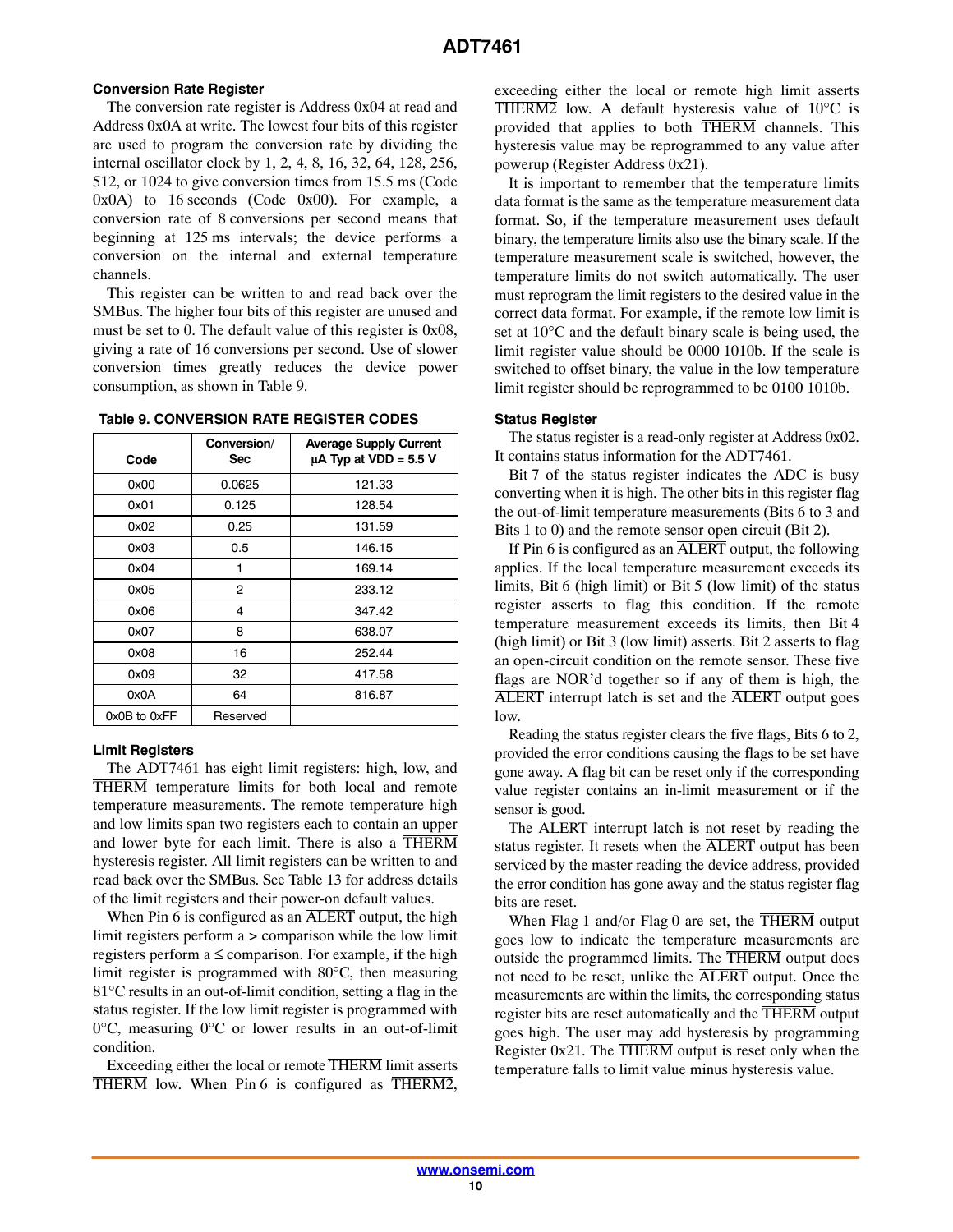### Conversion Rate Register

The conversion rate register is Address 0x04 at read and Address 0x0A at write. The lowest four bits of this register are used to program the conversion rate by dividing the internal oscillator clock by 1, 2, 4, 8, 16, 32, 64, 128, 256, 512, or 1024 to give conversion times from 15.5 ms (Code 0x0A) to 16 seconds (Code 0x00). For example, a conversion rate of 8 conversions per second means that beginning at 125 ms intervals; the device performs a conversion on the internal and external temperature channels.

This register can be written to and read back over the SMBus. The higher four bits of this register are unused and must be set to 0. The default value of this register is 0x08, giving a rate of 16 conversions per second. Use of slower conversion times greatly reduces the device power consumption, as shown in Table 9.

**Table 9. CONVERSION RATE REGISTER CODES**

| Code | Conversion/Sec | Average Supply Current μA Typ at VDD = 5.5 V |
|---|---|---|
| 0x00 | 0.0625 | 121.33 |
| 0x01 | 0.125 | 128.54 |
| 0x02 | 0.25 | 131.59 |
| 0x03 | 0.5 | 146.15 |
| 0x04 | 1 | 169.14 |
| 0x05 | 2 | 233.12 |
| 0x06 | 4 | 347.42 |
| 0x07 | 8 | 638.07 |
| 0x08 | 16 | 252.44 |
| 0x09 | 32 | 417.58 |
| 0x0A | 64 | 816.87 |
| 0x0B to 0xFF | Reserved | |

### Limit Registers

The ADT7461 has eight limit registers: high, low, and THERM temperature limits for both local and remote temperature measurements. The remote temperature high and low limits span two registers each to contain an upper and lower byte for each limit. There is also a THERM hysteresis register. All limit registers can be written to and read back over the SMBus. See Table 13 for address details of the limit registers and their power-on default values.

When Pin 6 is configured as an ALERT output, the high limit registers perform a > comparison while the low limit registers perform a ≤ comparison. For example, if the high limit register is programmed with 80°C, then measuring 81°C results in an out-of-limit condition, setting a flag in the status register. If the low limit register is programmed with 0°C, measuring 0°C or lower results in an out-of-limit condition.

Exceeding either the local or remote THERM limit asserts THERM low. When Pin 6 is configured as THERM2, exceeding either the local or remote high limit asserts THERM2 low. A default hysteresis value of 10°C is provided that applies to both THERM channels. This hysteresis value may be reprogrammed to any value after powerup (Register Address 0x21).

It is important to remember that the temperature limits data format is the same as the temperature measurement data format. So, if the temperature measurement uses default binary, the temperature limits also use the binary scale. If the temperature measurement scale is switched, however, the temperature limits do not switch automatically. The user must reprogram the limit registers to the desired value in the correct data format. For example, if the remote low limit is set at 10°C and the default binary scale is being used, the limit register value should be 0000 1010b. If the scale is switched to offset binary, the value in the low temperature limit register should be reprogrammed to be 0100 1010b.

### Status Register

The status register is a read-only register at Address 0x02. It contains status information for the ADT7461.

Bit 7 of the status register indicates the ADC is busy converting when it is high. The other bits in this register flag the out-of-limit temperature measurements (Bits 6 to 3 and Bits 1 to 0) and the remote sensor open circuit (Bit 2).

If Pin 6 is configured as an ALERT output, the following applies. If the local temperature measurement exceeds its limits, Bit 6 (high limit) or Bit 5 (low limit) of the status register asserts to flag this condition. If the remote temperature measurement exceeds its limits, then Bit 4 (high limit) or Bit 3 (low limit) asserts. Bit 2 asserts to flag an open-circuit condition on the remote sensor. These five flags are NOR'd together so if any of them is high, the ALERT interrupt latch is set and the ALERT output goes low.

Reading the status register clears the five flags, Bits 6 to 2, provided the error conditions causing the flags to be set have gone away. A flag bit can be reset only if the corresponding value register contains an in-limit measurement or if the sensor is good.

The ALERT interrupt latch is not reset by reading the status register. It resets when the ALERT output has been serviced by the master reading the device address, provided the error condition has gone away and the status register flag bits are reset.

When Flag 1 and/or Flag 0 are set, the THERM output goes low to indicate the temperature measurements are outside the programmed limits. The THERM output does not need to be reset, unlike the ALERT output. Once the measurements are within the limits, the corresponding status register bits are reset automatically and the THERM output goes high. The user may add hysteresis by programming Register 0x21. The THERM output is reset only when the temperature falls to limit value minus hysteresis value.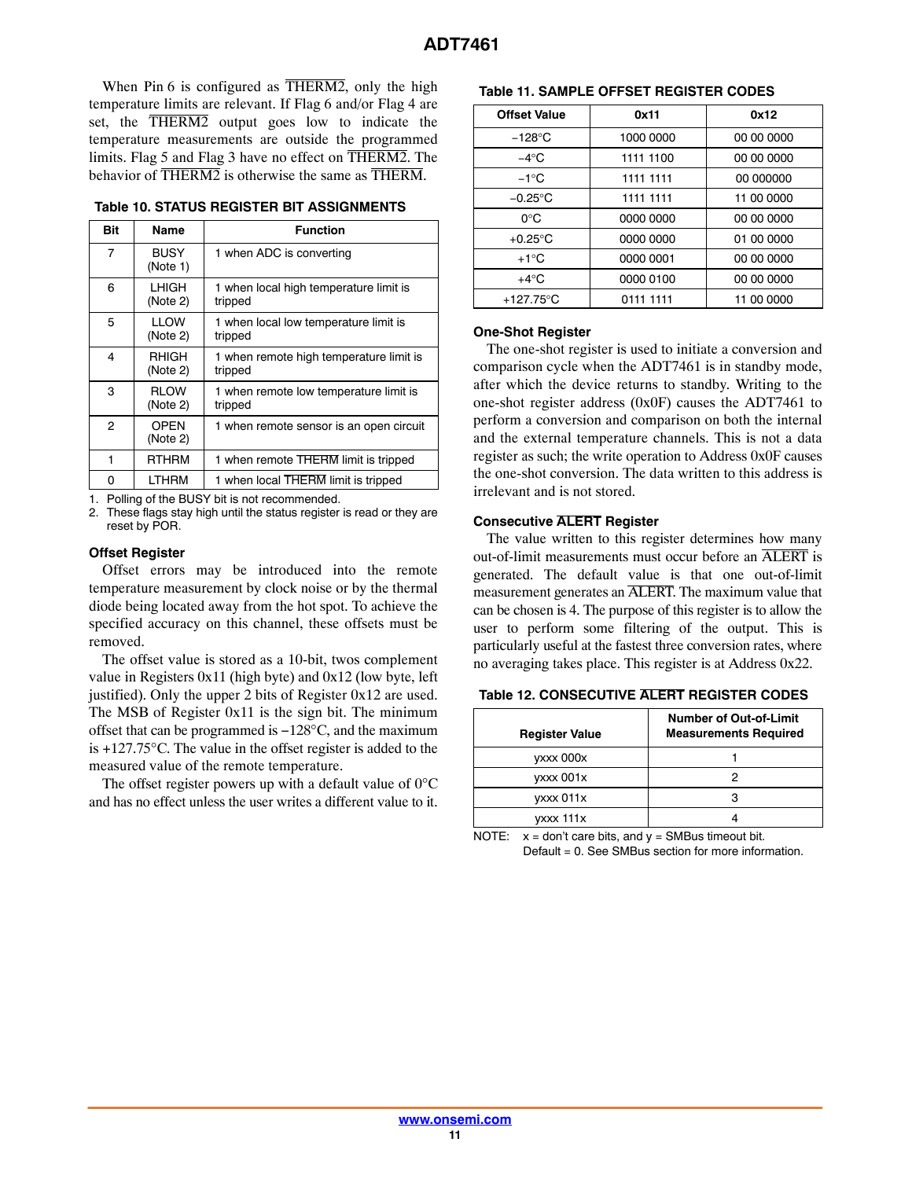When Pin 6 is configured as $\overline{\text{THERM2}}$, only the high temperature limits are relevant. If Flag 6 and/or Flag 4 are set, the $\overline{\text{THERM2}}$ output goes low to indicate the temperature measurements are outside the programmed limits. Flag 5 and Flag 3 have no effect on $\overline{\text{THERM2}}$. The behavior of $\overline{\text{THERM2}}$ is otherwise the same as $\overline{\text{THERM}}$.

**Table 10. STATUS REGISTER BIT ASSIGNMENTS**

| Bit | Name | Function |
|---|---|---|
| 7 | BUSY (Note 1) | 1 when ADC is converting |
| 6 | LHIGH (Note 2) | 1 when local high temperature limit is tripped |
| 5 | LLOW (Note 2) | 1 when local low temperature limit is tripped |
| 4 | RHIGH (Note 2) | 1 when remote high temperature limit is tripped |
| 3 | RLOW (Note 2) | 1 when remote low temperature limit is tripped |
| 2 | OPEN (Note 2) | 1 when remote sensor is an open circuit |
| 1 | RTHRM | 1 when remote $\overline{\text{THERM}}$ limit is tripped |
| 0 | LTHRM | 1 when local $\overline{\text{THERM}}$ limit is tripped |

1. Polling of the BUSY bit is not recommended.
2. These flags stay high until the status register is read or they are reset by POR.

### Offset Register

Offset errors may be introduced into the remote temperature measurement by clock noise or by the thermal diode being located away from the hot spot. To achieve the specified accuracy on this channel, these offsets must be removed.

The offset value is stored as a 10-bit, twos complement value in Registers 0x11 (high byte) and 0x12 (low byte, left justified). Only the upper 2 bits of Register 0x12 are used. The MSB of Register 0x11 is the sign bit. The minimum offset that can be programmed is −128°C, and the maximum is +127.75°C. The value in the offset register is added to the measured value of the remote temperature.

The offset register powers up with a default value of 0°C and has no effect unless the user writes a different value to it.

**Table 11. SAMPLE OFFSET REGISTER CODES**

| Offset Value | 0x11 | 0x12 |
|---|---|---|
| −128°C | 1000 0000 | 00 00 0000 |
| −4°C | 1111 1100 | 00 00 0000 |
| −1°C | 1111 1111 | 00 000000 |
| −0.25°C | 1111 1111 | 11 00 0000 |
| 0°C | 0000 0000 | 00 00 0000 |
| +0.25°C | 0000 0000 | 01 00 0000 |
| +1°C | 0000 0001 | 00 00 0000 |
| +4°C | 0000 0100 | 00 00 0000 |
| +127.75°C | 0111 1111 | 11 00 0000 |

### One-Shot Register

The one-shot register is used to initiate a conversion and comparison cycle when the ADT7461 is in standby mode, after which the device returns to standby. Writing to the one-shot register address (0x0F) causes the ADT7461 to perform a conversion and comparison on both the internal and the external temperature channels. This is not a data register as such; the write operation to Address 0x0F causes the one-shot conversion. The data written to this address is irrelevant and is not stored.

### Consecutive $\overline{\text{ALERT}}$ Register

The value written to this register determines how many out-of-limit measurements must occur before an $\overline{\text{ALERT}}$ is generated. The default value is that one out-of-limit measurement generates an $\overline{\text{ALERT}}$. The maximum value that can be chosen is 4. The purpose of this register is to allow the user to perform some filtering of the output. This is particularly useful at the fastest three conversion rates, where no averaging takes place. This register is at Address 0x22.

**Table 12. CONSECUTIVE $\overline{\text{ALERT}}$ REGISTER CODES**

| Register Value | Number of Out-of-Limit Measurements Required |
|---|---|
| yxxx 000x | 1 |
| yxxx 001x | 2 |
| yxxx 011x | 3 |
| yxxx 111x | 4 |

NOTE: x = don't care bits, and y = SMBus timeout bit. Default = 0. See SMBus section for more information.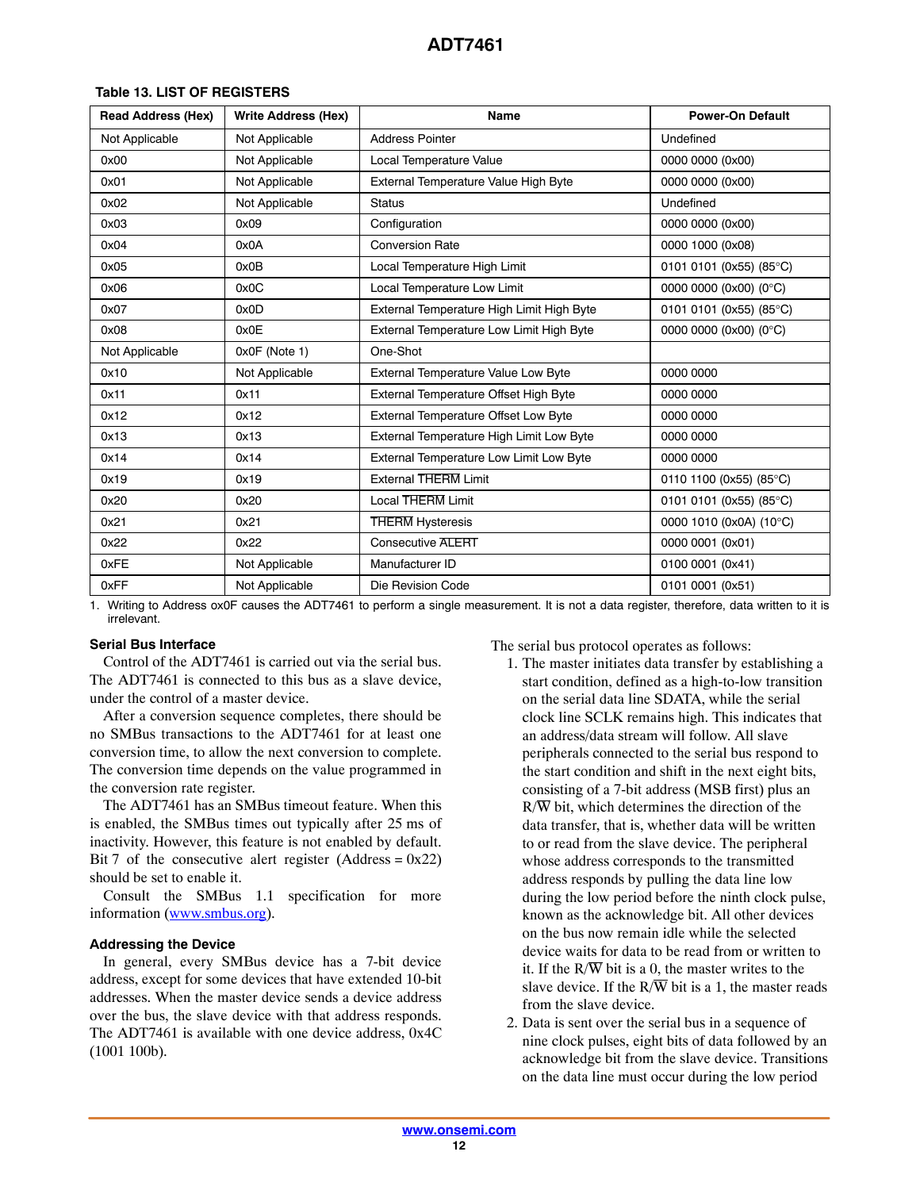**Table 13. LIST OF REGISTERS**

| Read Address (Hex) | Write Address (Hex) | Name | Power-On Default |
|---|---|---|---|
| Not Applicable | Not Applicable | Address Pointer | Undefined |
| 0x00 | Not Applicable | Local Temperature Value | 0000 0000 (0x00) |
| 0x01 | Not Applicable | External Temperature Value High Byte | 0000 0000 (0x00) |
| 0x02 | Not Applicable | Status | Undefined |
| 0x03 | 0x09 | Configuration | 0000 0000 (0x00) |
| 0x04 | 0x0A | Conversion Rate | 0000 1000 (0x08) |
| 0x05 | 0x0B | Local Temperature High Limit | 0101 0101 (0x55) (85°C) |
| 0x06 | 0x0C | Local Temperature Low Limit | 0000 0000 (0x00) (0°C) |
| 0x07 | 0x0D | External Temperature High Limit High Byte | 0101 0101 (0x55) (85°C) |
| 0x08 | 0x0E | External Temperature Low Limit High Byte | 0000 0000 (0x00) (0°C) |
| Not Applicable | 0x0F (Note 1) | One-Shot | |
| 0x10 | Not Applicable | External Temperature Value Low Byte | 0000 0000 |
| 0x11 | 0x11 | External Temperature Offset High Byte | 0000 0000 |
| 0x12 | 0x12 | External Temperature Offset Low Byte | 0000 0000 |
| 0x13 | 0x13 | External Temperature High Limit Low Byte | 0000 0000 |
| 0x14 | 0x14 | External Temperature Low Limit Low Byte | 0000 0000 |
| 0x19 | 0x19 | External THERM Limit | 0110 1100 (0x55) (85°C) |
| 0x20 | 0x20 | Local THERM Limit | 0101 0101 (0x55) (85°C) |
| 0x21 | 0x21 | THERM Hysteresis | 0000 1010 (0x0A) (10°C) |
| 0x22 | 0x22 | Consecutive ALERT | 0000 0001 (0x01) |
| 0xFE | Not Applicable | Manufacturer ID | 0100 0001 (0x41) |
| 0xFF | Not Applicable | Die Revision Code | 0101 0001 (0x51) |

1. Writing to Address ox0F causes the ADT7461 to perform a single measurement. It is not a data register, therefore, data written to it is irrelevant.

### Serial Bus Interface

Control of the ADT7461 is carried out via the serial bus. The ADT7461 is connected to this bus as a slave device, under the control of a master device.

After a conversion sequence completes, there should be no SMBus transactions to the ADT7461 for at least one conversion time, to allow the next conversion to complete. The conversion time depends on the value programmed in the conversion rate register.

The ADT7461 has an SMBus timeout feature. When this is enabled, the SMBus times out typically after 25 ms of inactivity. However, this feature is not enabled by default. Bit 7 of the consecutive alert register (Address = 0x22) should be set to enable it.

Consult the SMBus 1.1 specification for more information (www.smbus.org).

### Addressing the Device

In general, every SMBus device has a 7-bit device address, except for some devices that have extended 10-bit addresses. When the master device sends a device address over the bus, the slave device with that address responds. The ADT7461 is available with one device address, 0x4C (1001 100b).

The serial bus protocol operates as follows:

1. The master initiates data transfer by establishing a start condition, defined as a high-to-low transition on the serial data line SDATA, while the serial clock line SCLK remains high. This indicates that an address/data stream will follow. All slave peripherals connected to the serial bus respond to the start condition and shift in the next eight bits, consisting of a 7-bit address (MSB first) plus an R/W bit, which determines the direction of the data transfer, that is, whether data will be written to or read from the slave device. The peripheral whose address corresponds to the transmitted address responds by pulling the data line low during the low period before the ninth clock pulse, known as the acknowledge bit. All other devices on the bus now remain idle while the selected device waits for data to be read from or written to it. If the R/W bit is a 0, the master writes to the slave device. If the R/W bit is a 1, the master reads from the slave device.
2. Data is sent over the serial bus in a sequence of nine clock pulses, eight bits of data followed by an acknowledge bit from the slave device. Transitions on the data line must occur during the low period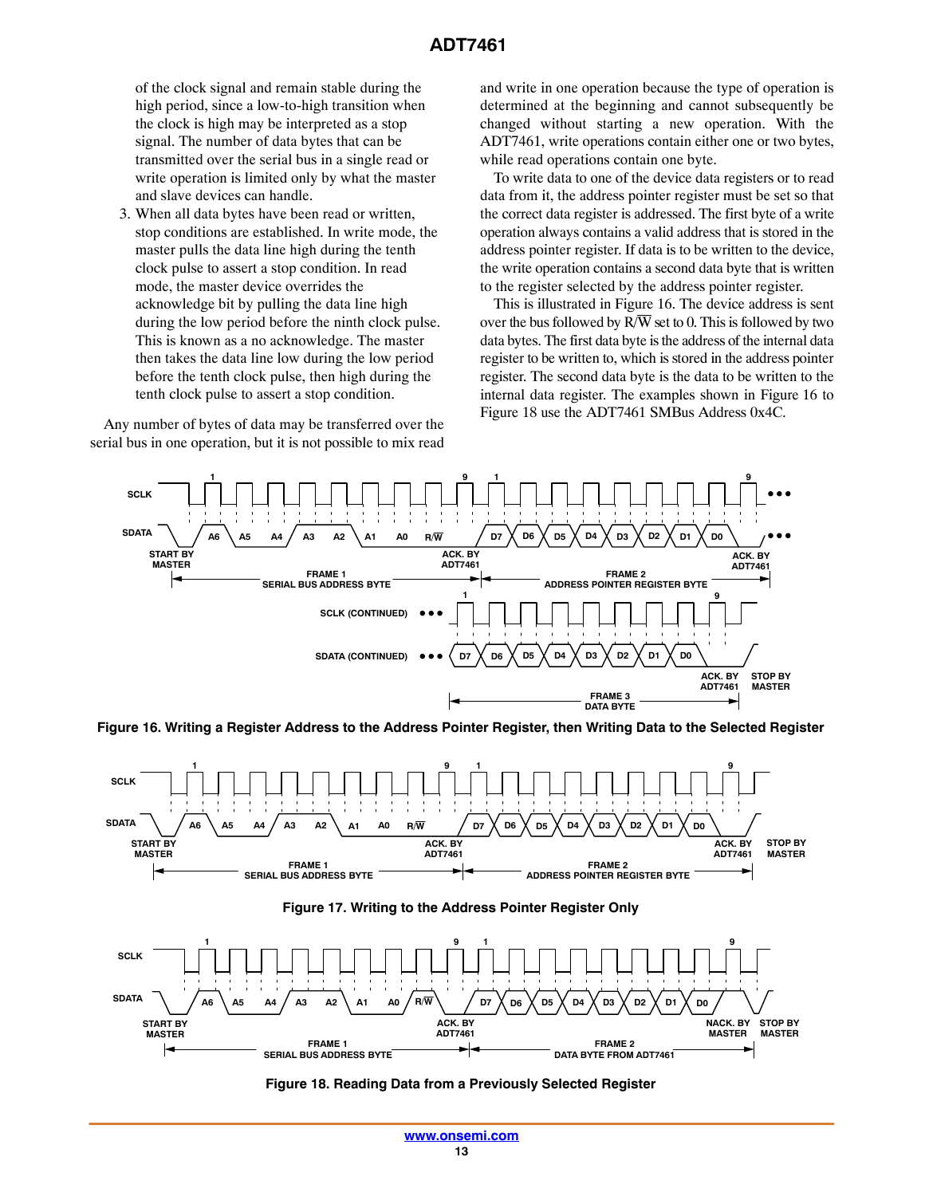of the clock signal and remain stable during the high period, since a low-to-high transition when the clock is high may be interpreted as a stop signal. The number of data bytes that can be transmitted over the serial bus in a single read or write operation is limited only by what the master and slave devices can handle.

3. When all data bytes have been read or written, stop conditions are established. In write mode, the master pulls the data line high during the tenth clock pulse to assert a stop condition. In read mode, the master device overrides the acknowledge bit by pulling the data line high during the low period before the ninth clock pulse. This is known as a no acknowledge. The master then takes the data line low during the low period before the tenth clock pulse, then high during the tenth clock pulse to assert a stop condition.

Any number of bytes of data may be transferred over the serial bus in one operation, but it is not possible to mix read and write in one operation because the type of operation is determined at the beginning and cannot subsequently be changed without starting a new operation. With the ADT7461, write operations contain either one or two bytes, while read operations contain one byte.

To write data to one of the device data registers or to read data from it, the address pointer register must be set so that the correct data register is addressed. The first byte of a write operation always contains a valid address that is stored in the address pointer register. If data is to be written to the device, the write operation contains a second data byte that is written to the register selected by the address pointer register.

This is illustrated in Figure 16. The device address is sent over the bus followed by R/$\overline{W}$ set to 0. This is followed by two data bytes. The first data byte is the address of the internal data register to be written to, which is stored in the address pointer register. The second data byte is the data to be written to the internal data register. The examples shown in Figure 16 to Figure 18 use the ADT7461 SMBus Address 0x4C.

**Figure 16. Writing a Register Address to the Address Pointer Register, then Writing Data to the Selected Register**

**Figure 17. Writing to the Address Pointer Register Only**

**Figure 18. Reading Data from a Previously Selected Register**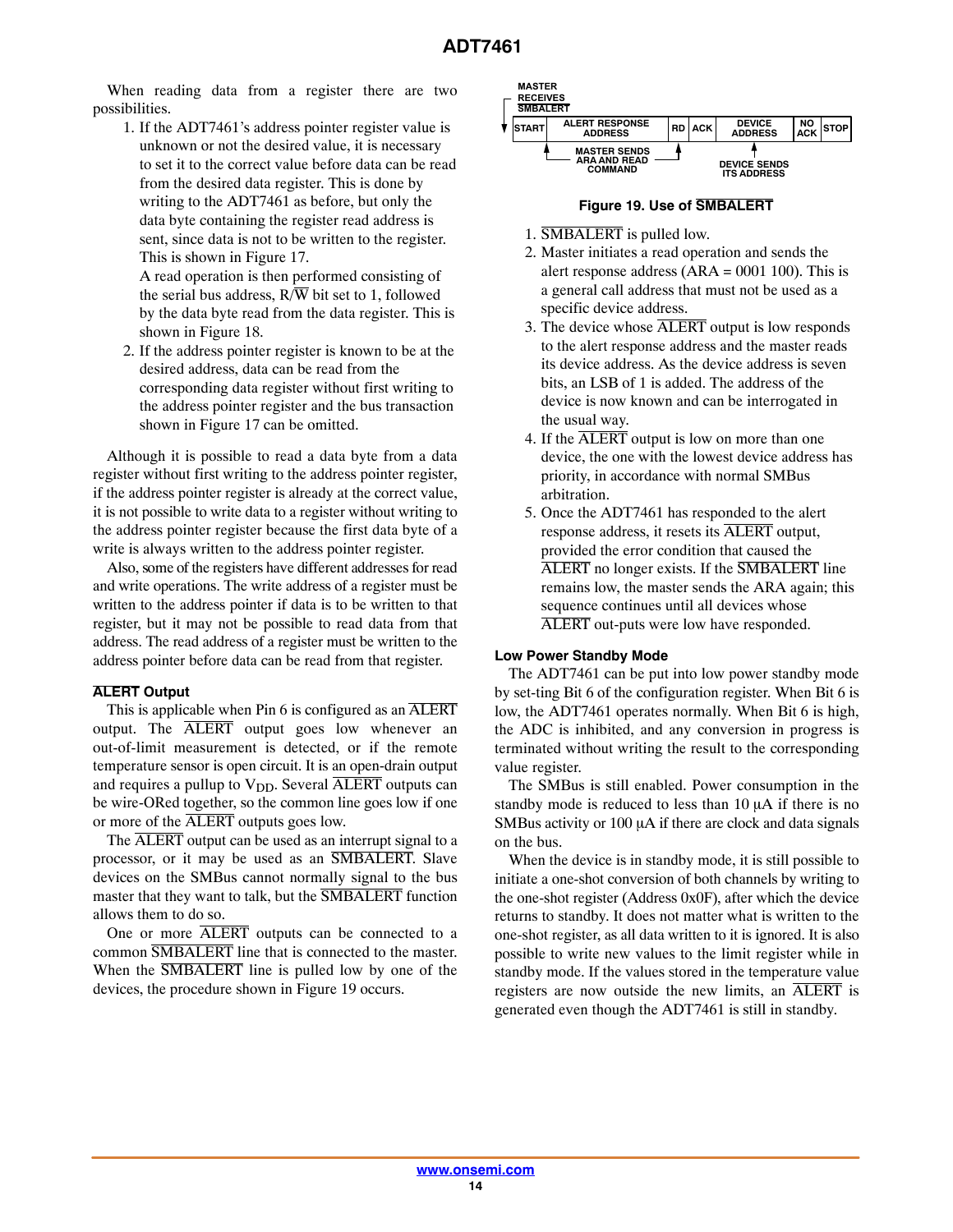When reading data from a register there are two possibilities.

1. If the ADT7461's address pointer register value is unknown or not the desired value, it is necessary to set it to the correct value before data can be read from the desired data register. This is done by writing to the ADT7461 as before, but only the data byte containing the register read address is sent, since data is not to be written to the register. This is shown in Figure 17.
   A read operation is then performed consisting of the serial bus address, R/$\overline{W}$ bit set to 1, followed by the data byte read from the data register. This is shown in Figure 18.
2. If the address pointer register is known to be at the desired address, data can be read from the corresponding data register without first writing to the address pointer register and the bus transaction shown in Figure 17 can be omitted.

Although it is possible to read a data byte from a data register without first writing to the address pointer register, if the address pointer register is already at the correct value, it is not possible to write data to a register without writing to the address pointer register because the first data byte of a write is always written to the address pointer register.

Also, some of the registers have different addresses for read and write operations. The write address of a register must be written to the address pointer if data is to be written to that register, but it may not be possible to read data from that address. The read address of a register must be written to the address pointer before data can be read from that register.

### $\overline{\text{ALERT}}$ Output

This is applicable when Pin 6 is configured as an $\overline{\text{ALERT}}$ output. The $\overline{\text{ALERT}}$ output goes low whenever an out-of-limit measurement is detected, or if the remote temperature sensor is open circuit. It is an open-drain output and requires a pullup to $V_{DD}$. Several $\overline{\text{ALERT}}$ outputs can be wire-ORed together, so the common line goes low if one or more of the $\overline{\text{ALERT}}$ outputs goes low.

The $\overline{\text{ALERT}}$ output can be used as an interrupt signal to a processor, or it may be used as an $\overline{\text{SMBALERT}}$. Slave devices on the SMBus cannot normally signal to the bus master that they want to talk, but the $\overline{\text{SMBALERT}}$ function allows them to do so.

One or more $\overline{\text{ALERT}}$ outputs can be connected to a common $\overline{\text{SMBALERT}}$ line that is connected to the master. When the $\overline{\text{SMBALERT}}$ line is pulled low by one of the devices, the procedure shown in Figure 19 occurs.

| START | ALERT RESPONSE ADDRESS | RD | ACK | DEVICE ADDRESS | NO ACK | STOP |
|---|---|---|---|---|---|---|

MASTER RECEIVES $\overline{\text{SMBALERT}}$ — MASTER SENDS ARA AND READ COMMAND — DEVICE SENDS ITS ADDRESS

**Figure 19. Use of $\overline{\text{SMBALERT}}$**

1. $\overline{\text{SMBALERT}}$ is pulled low.
2. Master initiates a read operation and sends the alert response address (ARA = 0001 100). This is a general call address that must not be used as a specific device address.
3. The device whose $\overline{\text{ALERT}}$ output is low responds to the alert response address and the master reads its device address. As the device address is seven bits, an LSB of 1 is added. The address of the device is now known and can be interrogated in the usual way.
4. If the $\overline{\text{ALERT}}$ output is low on more than one device, the one with the lowest device address has priority, in accordance with normal SMBus arbitration.
5. Once the ADT7461 has responded to the alert response address, it resets its $\overline{\text{ALERT}}$ output, provided the error condition that caused the $\overline{\text{ALERT}}$ no longer exists. If the $\overline{\text{SMBALERT}}$ line remains low, the master sends the ARA again; this sequence continues until all devices whose $\overline{\text{ALERT}}$ out-puts were low have responded.

### Low Power Standby Mode

The ADT7461 can be put into low power standby mode by set-ting Bit 6 of the configuration register. When Bit 6 is low, the ADT7461 operates normally. When Bit 6 is high, the ADC is inhibited, and any conversion in progress is terminated without writing the result to the corresponding value register.

The SMBus is still enabled. Power consumption in the standby mode is reduced to less than 10 μA if there is no SMBus activity or 100 μA if there are clock and data signals on the bus.

When the device is in standby mode, it is still possible to initiate a one-shot conversion of both channels by writing to the one-shot register (Address 0x0F), after which the device returns to standby. It does not matter what is written to the one-shot register, as all data written to it is ignored. It is also possible to write new values to the limit register while in standby mode. If the values stored in the temperature value registers are now outside the new limits, an $\overline{\text{ALERT}}$ is generated even though the ADT7461 is still in standby.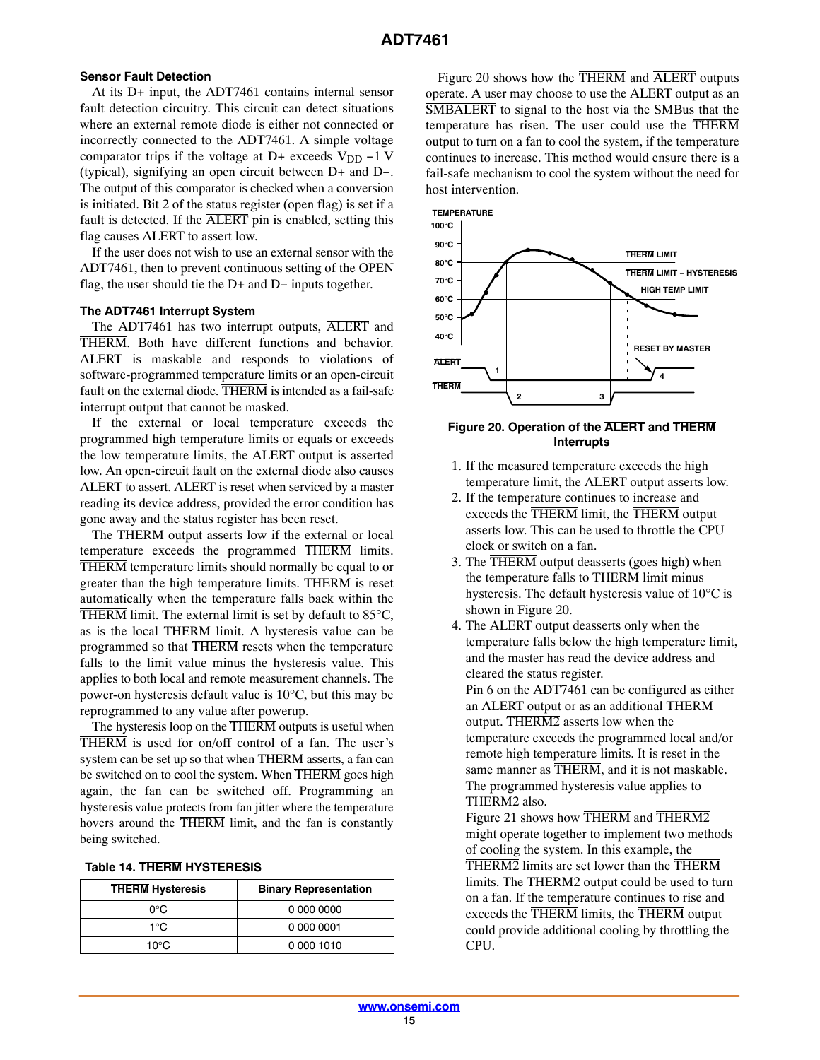### Sensor Fault Detection

At its D+ input, the ADT7461 contains internal sensor fault detection circuitry. This circuit can detect situations where an external remote diode is either not connected or incorrectly connected to the ADT7461. A simple voltage comparator trips if the voltage at D+ exceeds $V_{DD}$ −1 V (typical), signifying an open circuit between D+ and D−. The output of this comparator is checked when a conversion is initiated. Bit 2 of the status register (open flag) is set if a fault is detected. If the ALERT pin is enabled, setting this flag causes ALERT to assert low.

If the user does not wish to use an external sensor with the ADT7461, then to prevent continuous setting of the OPEN flag, the user should tie the D+ and D− inputs together.

### The ADT7461 Interrupt System

The ADT7461 has two interrupt outputs, ALERT and THERM. Both have different functions and behavior. ALERT is maskable and responds to violations of software-programmed temperature limits or an open-circuit fault on the external diode. THERM is intended as a fail-safe interrupt output that cannot be masked.

If the external or local temperature exceeds the programmed high temperature limits or equals or exceeds the low temperature limits, the ALERT output is asserted low. An open-circuit fault on the external diode also causes ALERT to assert. ALERT is reset when serviced by a master reading its device address, provided the error condition has gone away and the status register has been reset.

The THERM output asserts low if the external or local temperature exceeds the programmed THERM limits. THERM temperature limits should normally be equal to or greater than the high temperature limits. THERM is reset automatically when the temperature falls back within the THERM limit. The external limit is set by default to 85°C, as is the local THERM limit. A hysteresis value can be programmed so that THERM resets when the temperature falls to the limit value minus the hysteresis value. This applies to both local and remote measurement channels. The power-on hysteresis default value is 10°C, but this may be reprogrammed to any value after powerup.

The hysteresis loop on the THERM outputs is useful when THERM is used for on/off control of a fan. The user's system can be set up so that when THERM asserts, a fan can be switched on to cool the system. When THERM goes high again, the fan can be switched off. Programming an hysteresis value protects from fan jitter where the temperature hovers around the THERM limit, and the fan is constantly being switched.

**Table 14. THERM HYSTERESIS**

| THERM Hysteresis | Binary Representation |
|---|---|
| 0°C | 0 000 0000 |
| 1°C | 0 000 0001 |
| 10°C | 0 000 1010 |

Figure 20 shows how the THERM and ALERT outputs operate. A user may choose to use the ALERT output as an SMBALERT to signal to the host via the SMBus that the temperature has risen. The user could use the THERM output to turn on a fan to cool the system, if the temperature continues to increase. This method would ensure there is a fail-safe mechanism to cool the system without the need for host intervention.

**Figure 20. Operation of the ALERT and THERM Interrupts**

1. If the measured temperature exceeds the high temperature limit, the ALERT output asserts low.
2. If the temperature continues to increase and exceeds the THERM limit, the THERM output asserts low. This can be used to throttle the CPU clock or switch on a fan.
3. The THERM output deasserts (goes high) when the temperature falls to THERM limit minus hysteresis. The default hysteresis value of 10°C is shown in Figure 20.
4. The ALERT output deasserts only when the temperature falls below the high temperature limit, and the master has read the device address and cleared the status register.

Pin 6 on the ADT7461 can be configured as either an ALERT output or as an additional THERM output. THERM2 asserts low when the temperature exceeds the programmed local and/or remote high temperature limits. It is reset in the same manner as THERM, and it is not maskable. The programmed hysteresis value applies to THERM2 also.

Figure 21 shows how THERM and THERM2 might operate together to implement two methods of cooling the system. In this example, the THERM2 limits are set lower than the THERM limits. The THERM2 output could be used to turn on a fan. If the temperature continues to rise and exceeds the THERM limits, the THERM output could provide additional cooling by throttling the CPU.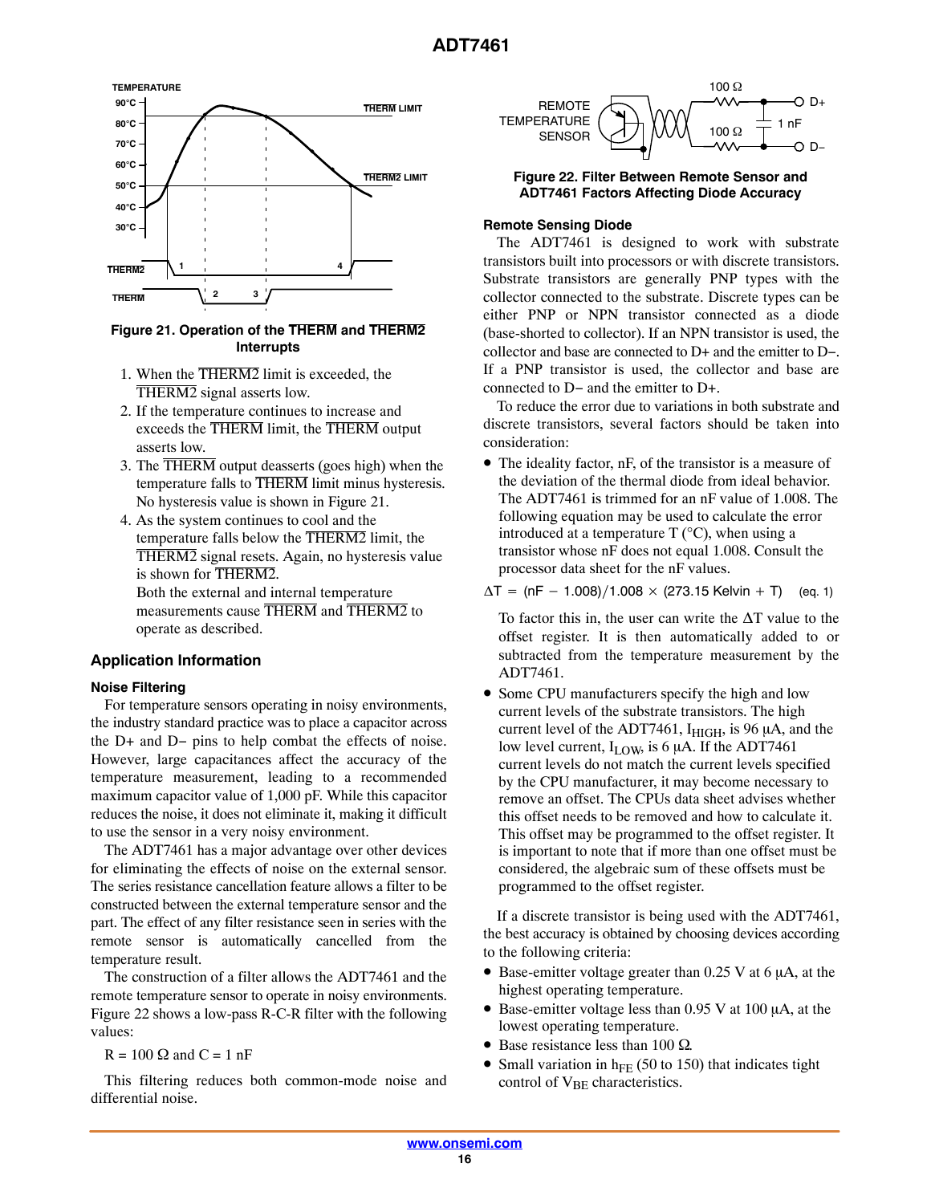Figure 21. Operation of the THERM and THERM2 Interrupts

1. When the THERM2 limit is exceeded, the THERM2 signal asserts low.
2. If the temperature continues to increase and exceeds the THERM limit, the THERM output asserts low.
3. The THERM output deasserts (goes high) when the temperature falls to THERM limit minus hysteresis. No hysteresis value is shown in Figure 21.
4. As the system continues to cool and the temperature falls below the THERM2 limit, the THERM2 signal resets. Again, no hysteresis value is shown for THERM2.

   Both the external and internal temperature measurements cause THERM and THERM2 to operate as described.

## Application Information

### Noise Filtering

For temperature sensors operating in noisy environments, the industry standard practice was to place a capacitor across the D+ and D− pins to help combat the effects of noise. However, large capacitances affect the accuracy of the temperature measurement, leading to a recommended maximum capacitor value of 1,000 pF. While this capacitor reduces the noise, it does not eliminate it, making it difficult to use the sensor in a very noisy environment.

The ADT7461 has a major advantage over other devices for eliminating the effects of noise on the external sensor. The series resistance cancellation feature allows a filter to be constructed between the external temperature sensor and the part. The effect of any filter resistance seen in series with the remote sensor is automatically cancelled from the temperature result.

The construction of a filter allows the ADT7461 and the remote temperature sensor to operate in noisy environments. Figure 22 shows a low-pass R-C-R filter with the following values:

R = 100 Ω and C = 1 nF

This filtering reduces both common-mode noise and differential noise.

Figure 22. Filter Between Remote Sensor and ADT7461 Factors Affecting Diode Accuracy

### Remote Sensing Diode

The ADT7461 is designed to work with substrate transistors built into processors or with discrete transistors. Substrate transistors are generally PNP types with the collector connected to the substrate. Discrete types can be either PNP or NPN transistor connected as a diode (base-shorted to collector). If an NPN transistor is used, the collector and base are connected to D+ and the emitter to D−. If a PNP transistor is used, the collector and base are connected to D− and the emitter to D+.

To reduce the error due to variations in both substrate and discrete transistors, several factors should be taken into consideration:

- The ideality factor, nF, of the transistor is a measure of the deviation of the thermal diode from ideal behavior. The ADT7461 is trimmed for an nF value of 1.008. The following equation may be used to calculate the error introduced at a temperature T (°C), when using a transistor whose nF does not equal 1.008. Consult the processor data sheet for the nF values.

$$\Delta T = (nF - 1.008)/1.008 \times (273.15 \text{ Kelvin} + T) \quad \text{(eq. 1)}$$

  To factor this in, the user can write the ΔT value to the offset register. It is then automatically added to or subtracted from the temperature measurement by the ADT7461.

- Some CPU manufacturers specify the high and low current levels of the substrate transistors. The high current level of the ADT7461, $I_{HIGH}$, is 96 μA, and the low level current, $I_{LOW}$, is 6 μA. If the ADT7461 current levels do not match the current levels specified by the CPU manufacturer, it may become necessary to remove an offset. The CPUs data sheet advises whether this offset needs to be removed and how to calculate it. This offset may be programmed to the offset register. It is important to note that if more than one offset must be considered, the algebraic sum of these offsets must be programmed to the offset register.

If a discrete transistor is being used with the ADT7461, the best accuracy is obtained by choosing devices according to the following criteria:

- Base-emitter voltage greater than 0.25 V at 6 μA, at the highest operating temperature.
- Base-emitter voltage less than 0.95 V at 100 μA, at the lowest operating temperature.
- Base resistance less than 100 Ω.
- Small variation in $h_{FE}$ (50 to 150) that indicates tight control of $V_{BE}$ characteristics.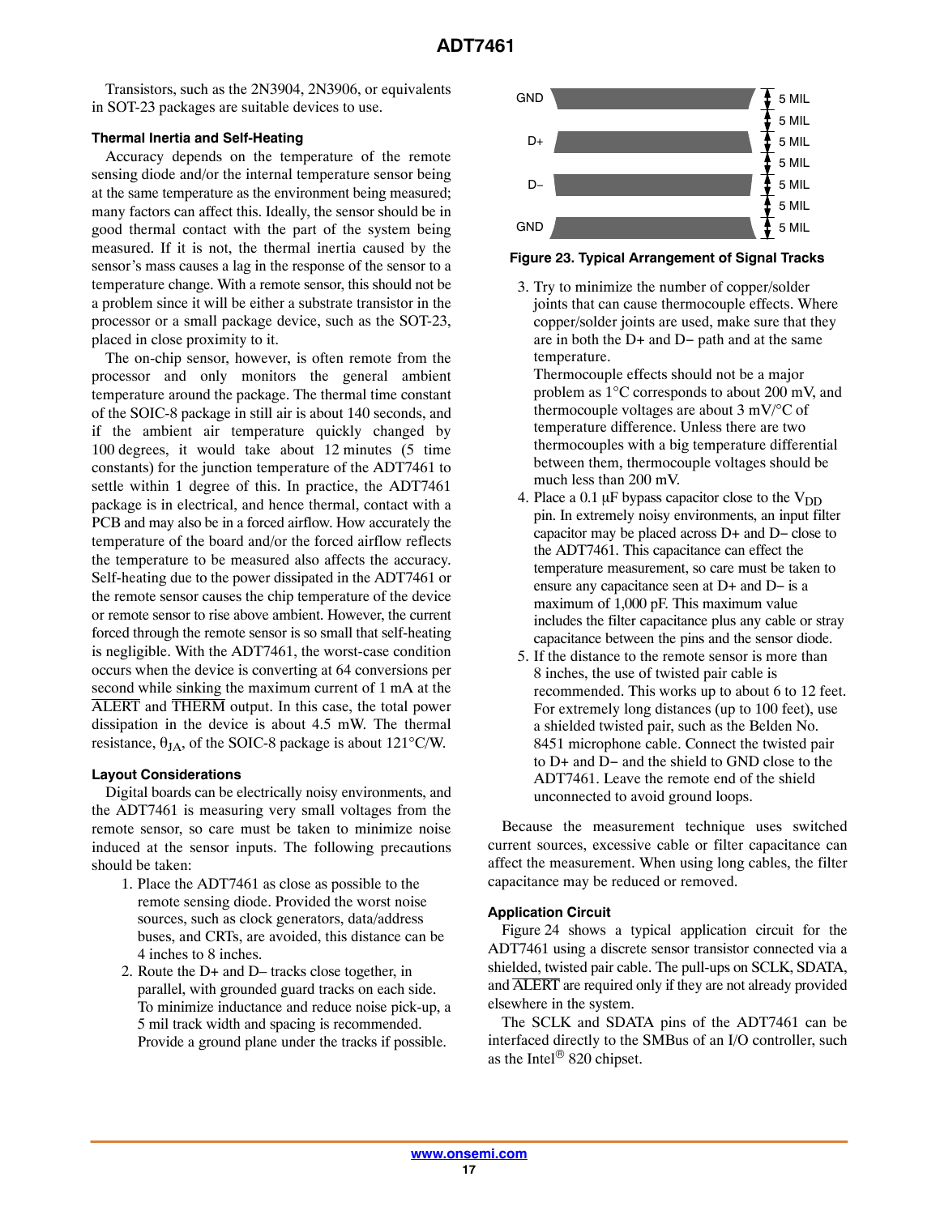Transistors, such as the 2N3904, 2N3906, or equivalents in SOT-23 packages are suitable devices to use.

### Thermal Inertia and Self-Heating

Accuracy depends on the temperature of the remote sensing diode and/or the internal temperature sensor being at the same temperature as the environment being measured; many factors can affect this. Ideally, the sensor should be in good thermal contact with the part of the system being measured. If it is not, the thermal inertia caused by the sensor's mass causes a lag in the response of the sensor to a temperature change. With a remote sensor, this should not be a problem since it will be either a substrate transistor in the processor or a small package device, such as the SOT-23, placed in close proximity to it.

The on-chip sensor, however, is often remote from the processor and only monitors the general ambient temperature around the package. The thermal time constant of the SOIC-8 package in still air is about 140 seconds, and if the ambient air temperature quickly changed by 100 degrees, it would take about 12 minutes (5 time constants) for the junction temperature of the ADT7461 to settle within 1 degree of this. In practice, the ADT7461 package is in electrical, and hence thermal, contact with a PCB and may also be in a forced airflow. How accurately the temperature of the board and/or the forced airflow reflects the temperature to be measured also affects the accuracy. Self-heating due to the power dissipated in the ADT7461 or the remote sensor causes the chip temperature of the device or remote sensor to rise above ambient. However, the current forced through the remote sensor is so small that self-heating is negligible. With the ADT7461, the worst-case condition occurs when the device is converting at 64 conversions per second while sinking the maximum current of 1 mA at the $\overline{\text{ALERT}}$ and $\overline{\text{THERM}}$ output. In this case, the total power dissipation in the device is about 4.5 mW. The thermal resistance, $\theta_{JA}$, of the SOIC-8 package is about 121°C/W.

### Layout Considerations

Digital boards can be electrically noisy environments, and the ADT7461 is measuring very small voltages from the remote sensor, so care must be taken to minimize noise induced at the sensor inputs. The following precautions should be taken:

1. Place the ADT7461 as close as possible to the remote sensing diode. Provided the worst noise sources, such as clock generators, data/address buses, and CRTs, are avoided, this distance can be 4 inches to 8 inches.
2. Route the D+ and D– tracks close together, in parallel, with grounded guard tracks on each side. To minimize inductance and reduce noise pick-up, a 5 mil track width and spacing is recommended. Provide a ground plane under the tracks if possible.

| Track | Dimension |
|---|---|
| GND | 5 MIL |
| | 5 MIL |
| D+ | 5 MIL |
| | 5 MIL |
| D– | 5 MIL |
| | 5 MIL |
| GND | 5 MIL |

**Figure 23. Typical Arrangement of Signal Tracks**

3. Try to minimize the number of copper/solder joints that can cause thermocouple effects. Where copper/solder joints are used, make sure that they are in both the D+ and D− path and at the same temperature.
   Thermocouple effects should not be a major problem as 1°C corresponds to about 200 mV, and thermocouple voltages are about 3 mV/°C of temperature difference. Unless there are two thermocouples with a big temperature differential between them, thermocouple voltages should be much less than 200 mV.
4. Place a 0.1 μF bypass capacitor close to the $V_{DD}$ pin. In extremely noisy environments, an input filter capacitor may be placed across D+ and D− close to the ADT7461. This capacitance can effect the temperature measurement, so care must be taken to ensure any capacitance seen at D+ and D− is a maximum of 1,000 pF. This maximum value includes the filter capacitance plus any cable or stray capacitance between the pins and the sensor diode.
5. If the distance to the remote sensor is more than 8 inches, the use of twisted pair cable is recommended. This works up to about 6 to 12 feet. For extremely long distances (up to 100 feet), use a shielded twisted pair, such as the Belden No. 8451 microphone cable. Connect the twisted pair to D+ and D− and the shield to GND close to the ADT7461. Leave the remote end of the shield unconnected to avoid ground loops.

Because the measurement technique uses switched current sources, excessive cable or filter capacitance can affect the measurement. When using long cables, the filter capacitance may be reduced or removed.

### Application Circuit

Figure 24 shows a typical application circuit for the ADT7461 using a discrete sensor transistor connected via a shielded, twisted pair cable. The pull-ups on SCLK, SDATA, and $\overline{\text{ALERT}}$ are required only if they are not already provided elsewhere in the system.

The SCLK and SDATA pins of the ADT7461 can be interfaced directly to the SMBus of an I/O controller, such as the Intel® 820 chipset.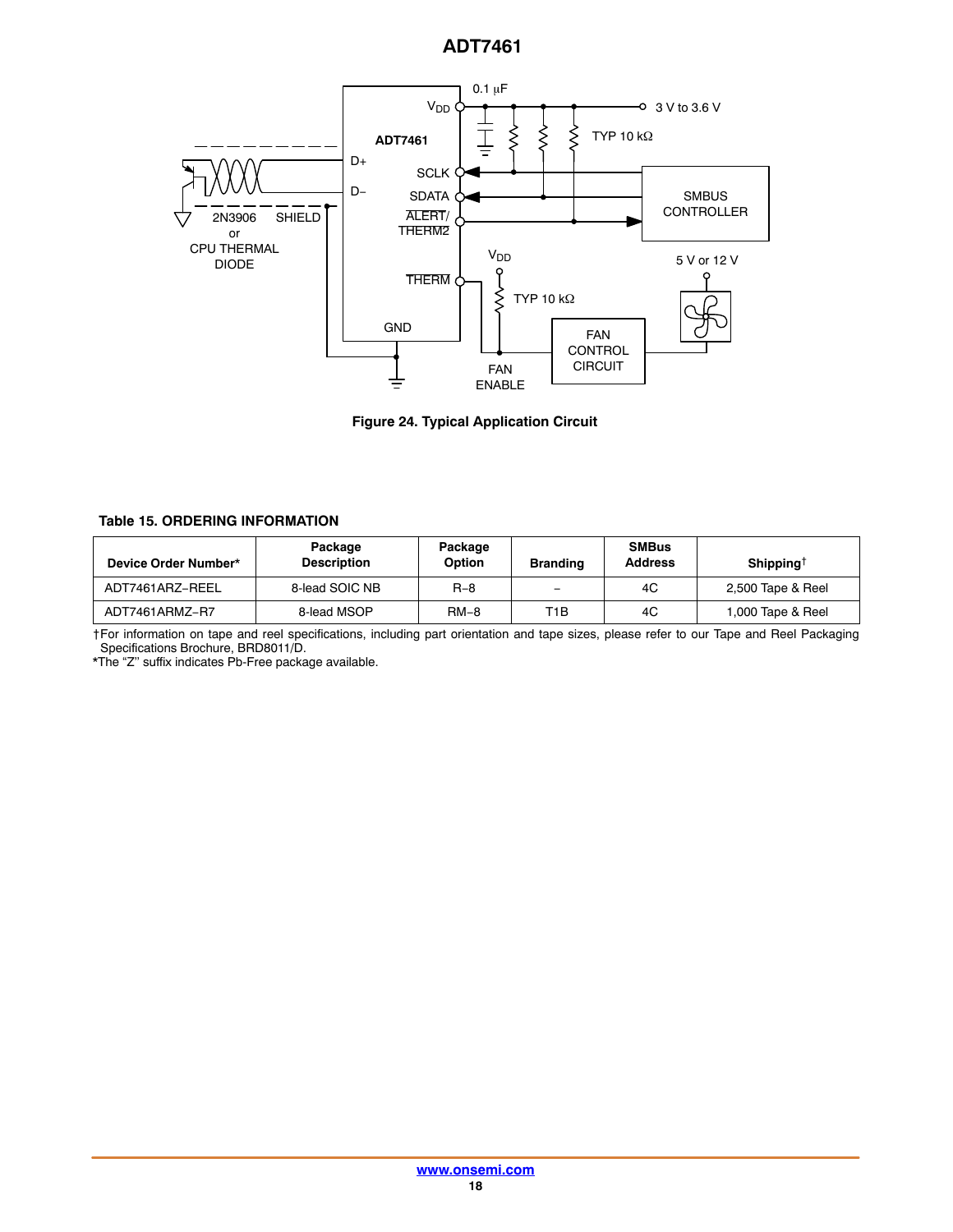Figure 24. Typical Application Circuit

**Table 15. ORDERING INFORMATION**

| Device Order Number* | Package Description | Package Option | Branding | SMBus Address | Shipping† |
|---|---|---|---|---|---|
| ADT7461ARZ−REEL | 8-lead SOIC NB | R−8 | – | 4C | 2,500 Tape & Reel |
| ADT7461ARMZ−R7 | 8-lead MSOP | RM−8 | T1B | 4C | 1,000 Tape & Reel |

†For information on tape and reel specifications, including part orientation and tape sizes, please refer to our Tape and Reel Packaging Specifications Brochure, BRD8011/D.
*The "Z" suffix indicates Pb-Free package available.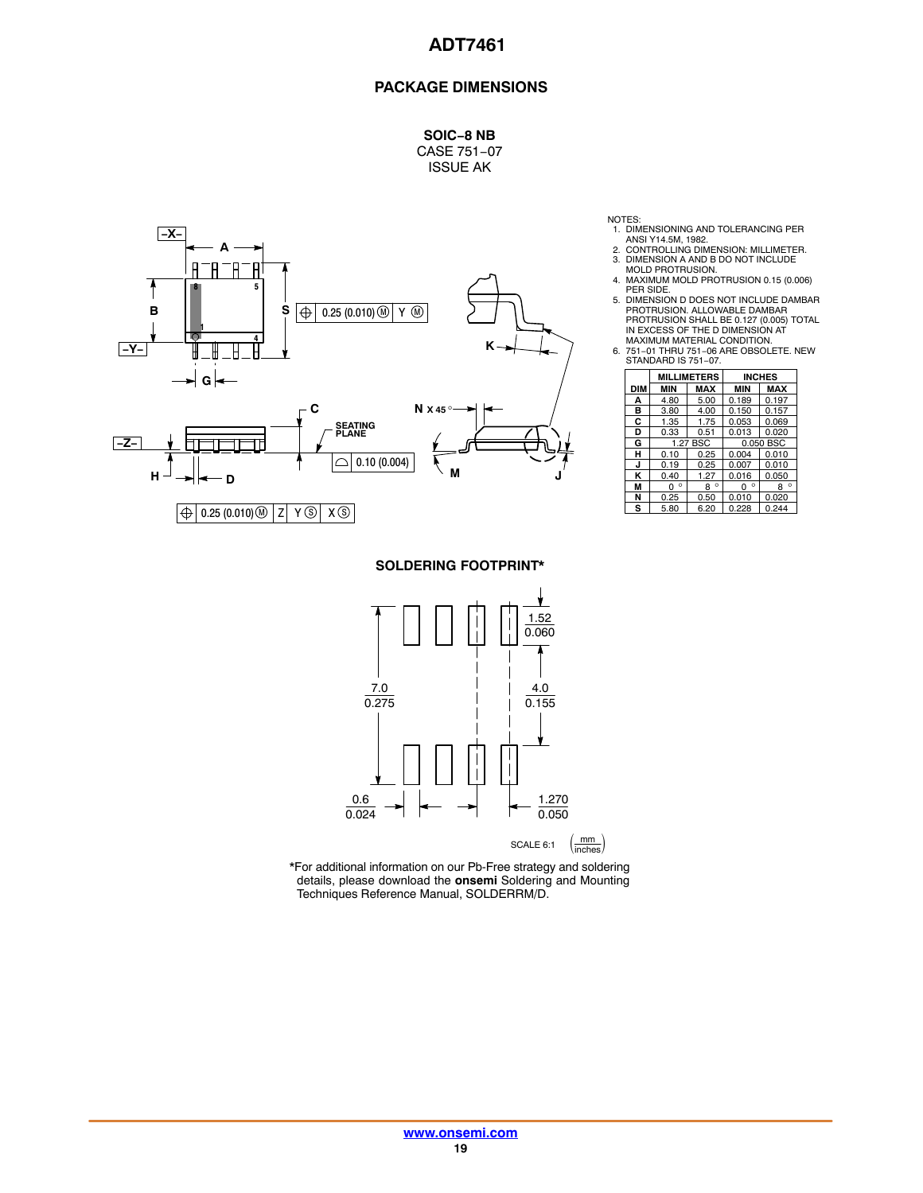## PACKAGE DIMENSIONS

**SOIC−8 NB**
CASE 751−07
ISSUE AK

NOTES:
1. DIMENSIONING AND TOLERANCING PER ANSI Y14.5M, 1982.
2. CONTROLLING DIMENSION: MILLIMETER.
3. DIMENSION A AND B DO NOT INCLUDE MOLD PROTRUSION.
4. MAXIMUM MOLD PROTRUSION 0.15 (0.006) PER SIDE.
5. DIMENSION D DOES NOT INCLUDE DAMBAR PROTRUSION. ALLOWABLE DAMBAR PROTRUSION SHALL BE 0.127 (0.005) TOTAL IN EXCESS OF THE D DIMENSION AT MAXIMUM MATERIAL CONDITION.
6. 751−01 THRU 751−06 ARE OBSOLETE. NEW STANDARD IS 751−07.

| DIM | MILLIMETERS | | INCHES | |
|---|---|---|---|---|
| | MIN | MAX | MIN | MAX |
| A | 4.80 | 5.00 | 0.189 | 0.197 |
| B | 3.80 | 4.00 | 0.150 | 0.157 |
| C | 1.35 | 1.75 | 0.053 | 0.069 |
| D | 0.33 | 0.51 | 0.013 | 0.020 |
| G | 1.27 BSC | | 0.050 BSC | |
| H | 0.10 | 0.25 | 0.004 | 0.010 |
| J | 0.19 | 0.25 | 0.007 | 0.010 |
| K | 0.40 | 1.27 | 0.016 | 0.050 |
| M | 0 ° | 8 ° | 0 ° | 8 ° |
| N | 0.25 | 0.50 | 0.010 | 0.020 |
| S | 5.80 | 6.20 | 0.228 | 0.244 |

**SOLDERING FOOTPRINT***

SCALE 6:1 (mm / inches)

*For additional information on our Pb-Free strategy and soldering details, please download the **onsemi** Soldering and Mounting Techniques Reference Manual, SOLDERRM/D.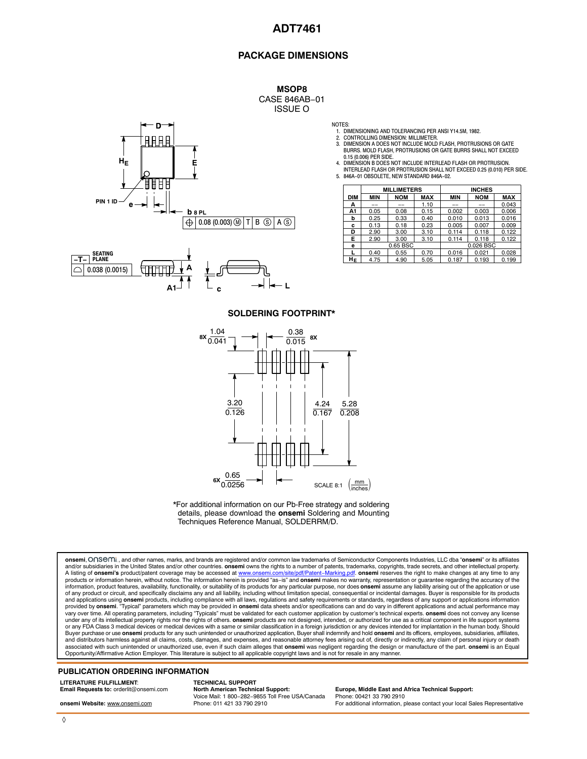## PACKAGE DIMENSIONS

**MSOP8**
CASE 846AB−01
ISSUE O

NOTES:
1. DIMENSIONING AND TOLERANCING PER ANSI Y14.5M, 1982.
2. CONTROLLING DIMENSION: MILLIMETER.
3. DIMENSION A DOES NOT INCLUDE MOLD FLASH, PROTRUSIONS OR GATE BURRS. MOLD FLASH, PROTRUSIONS OR GATE BURRS SHALL NOT EXCEED 0.15 (0.006) PER SIDE.
4. DIMENSION B DOES NOT INCLUDE INTERLEAD FLASH OR PROTRUSION. INTERLEAD FLASH OR PROTRUSION SHALL NOT EXCEED 0.25 (0.010) PER SIDE.
5. 846A−01 OBSOLETE, NEW STANDARD 846A−02.

| | MILLIMETERS | | | INCHES | | |
|---|---|---|---|---|---|---|
| DIM | MIN | NOM | MAX | MIN | NOM | MAX |
| A | −− | −− | 1.10 | −− | −− | 0.043 |
| A1 | 0.05 | 0.08 | 0.15 | 0.002 | 0.003 | 0.006 |
| b | 0.25 | 0.33 | 0.40 | 0.010 | 0.013 | 0.016 |
| c | 0.13 | 0.18 | 0.23 | 0.005 | 0.007 | 0.009 |
| D | 2.90 | 3.00 | 3.10 | 0.114 | 0.118 | 0.122 |
| E | 2.90 | 3.00 | 3.10 | 0.114 | 0.118 | 0.122 |
| e | | 0.65 BSC | | | 0.026 BSC | |
| L | 0.40 | 0.55 | 0.70 | 0.016 | 0.021 | 0.028 |
| $H_E$ | 4.75 | 4.90 | 5.05 | 0.187 | 0.193 | 0.199 |

D
$H_E$
E
PIN 1 ID
e
b 8 PL
0.08 (0.003) Ⓜ T B Ⓢ A Ⓢ
−T− SEATING PLANE
0.038 (0.0015)
A
A1
c
L

## SOLDERING FOOTPRINT*

8X 1.04 / 0.041
0.38 / 0.015 8X
3.20 / 0.126
4.24 / 0.167
5.28 / 0.208
6X 0.65 / 0.0256
SCALE 8:1 (mm / inches)

*For additional information on our Pb-Free strategy and soldering details, please download the **onsemi** Soldering and Mounting Techniques Reference Manual, SOLDERRM/D.

**onsemi**, onsemi, and other names, marks, and brands are registered and/or common law trademarks of Semiconductor Components Industries, LLC dba "**onsemi**" or its affiliates and/or subsidiaries in the United States and/or other countries. **onsemi** owns the rights to a number of patents, trademarks, copyrights, trade secrets, and other intellectual property. A listing of **onsemi's** product/patent coverage may be accessed at www.onsemi.com/site/pdf/Patent−Marking.pdf. **onsemi** reserves the right to make changes at any time to any products or information herein, without notice. The information herein is provided "as−is" and **onsemi** makes no warranty, representation or guarantee regarding the accuracy of the information, product features, availability, functionality, or suitability of its products for any particular purpose, nor does **onsemi** assume any liability arising out of the application or use of any product or circuit, and specifically disclaims any and all liability, including without limitation special, consequential or incidental damages. Buyer is responsible for its products and applications using **onsemi** products, including compliance with all laws, regulations and safety requirements or standards, regardless of any support or applications information provided by **onsemi**. "Typical" parameters which may be provided in **onsemi** data sheets and/or specifications can and do vary in different applications and actual performance may vary over time. All operating parameters, including "Typicals" must be validated for each customer application by customer's technical experts. **onsemi** does not convey any license under any of its intellectual property rights nor the rights of others. **onsemi** products are not designed, intended, or authorized for use as a critical component in life support systems or any FDA Class 3 medical devices with a same or similar classification in a foreign jurisdiction or any devices intended for implantation in the human body. Should Buyer purchase or use **onsemi** products for any such unintended or unauthorized application, Buyer shall indemnify and hold **onsemi** and its officers, employees, subsidiaries, affiliates, and distributors harmless against all claims, costs, damages, and expenses, and reasonable attorney fees arising out of, directly or indirectly, any claim of personal injury or death associated with such unintended or unauthorized use, even if such claim alleges that **onsemi** was negligent regarding the design or manufacture of the part. **onsemi** is an Equal Opportunity/Affirmative Action Employer. This literature is subject to all applicable copyright laws and is not for resale in any manner.

### PUBLICATION ORDERING INFORMATION

**LITERATURE FULFILLMENT**:
**Email Requests to:** orderlit@onsemi.com

**onsemi Website:** www.onsemi.com

**TECHNICAL SUPPORT**
**North American Technical Support:**
Voice Mail: 1 800−282−9855 Toll Free USA/Canada
Phone: 011 421 33 790 2910

**Europe, Middle East and Africa Technical Support:**
Phone: 00421 33 790 2910
For additional information, please contact your local Sales Representative